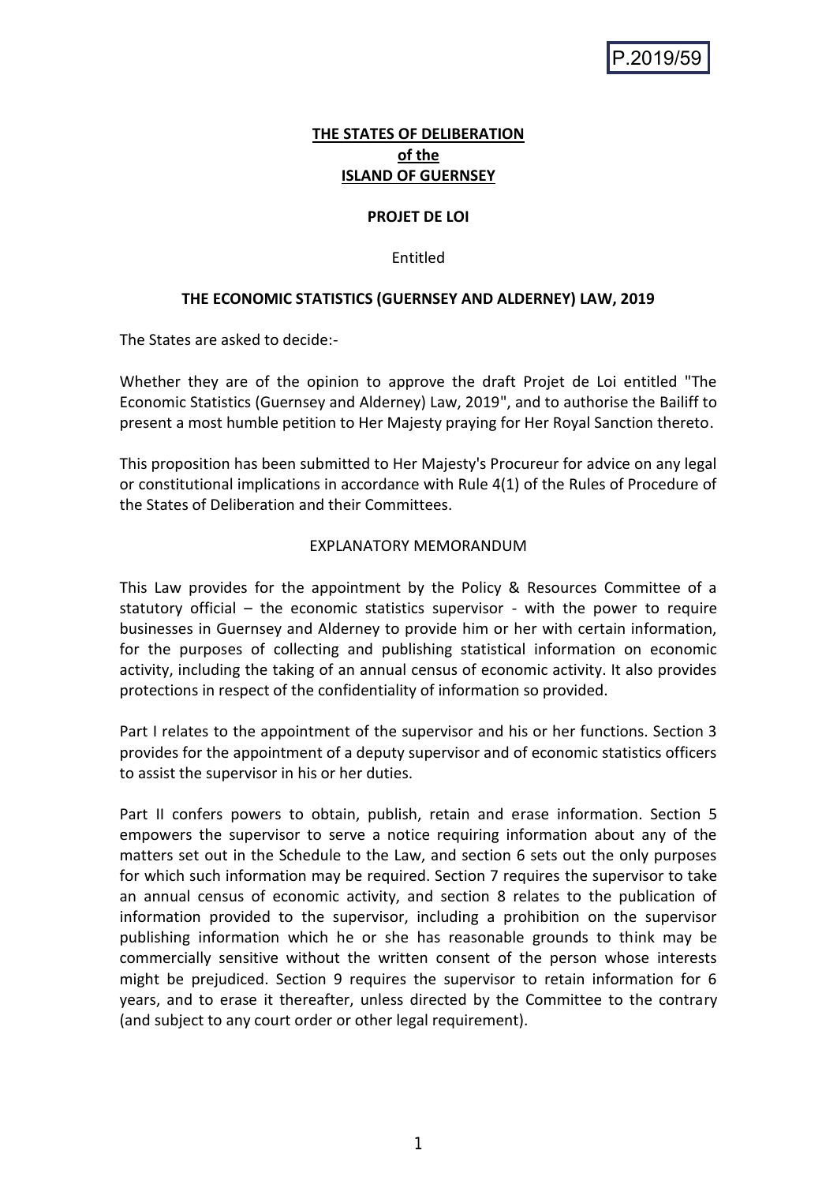P.2019/59

**THE STATES OF DELIBERATION**
**of the**
**ISLAND OF GUERNSEY**

**PROJET DE LOI**

Entitled

**THE ECONOMIC STATISTICS (GUERNSEY AND ALDERNEY) LAW, 2019**

The States are asked to decide:-

Whether they are of the opinion to approve the draft Projet de Loi entitled "The Economic Statistics (Guernsey and Alderney) Law, 2019", and to authorise the Bailiff to present a most humble petition to Her Majesty praying for Her Royal Sanction thereto.

This proposition has been submitted to Her Majesty's Procureur for advice on any legal or constitutional implications in accordance with Rule 4(1) of the Rules of Procedure of the States of Deliberation and their Committees.

EXPLANATORY MEMORANDUM

This Law provides for the appointment by the Policy & Resources Committee of a statutory official – the economic statistics supervisor - with the power to require businesses in Guernsey and Alderney to provide him or her with certain information, for the purposes of collecting and publishing statistical information on economic activity, including the taking of an annual census of economic activity. It also provides protections in respect of the confidentiality of information so provided.

Part I relates to the appointment of the supervisor and his or her functions. Section 3 provides for the appointment of a deputy supervisor and of economic statistics officers to assist the supervisor in his or her duties.

Part II confers powers to obtain, publish, retain and erase information. Section 5 empowers the supervisor to serve a notice requiring information about any of the matters set out in the Schedule to the Law, and section 6 sets out the only purposes for which such information may be required. Section 7 requires the supervisor to take an annual census of economic activity, and section 8 relates to the publication of information provided to the supervisor, including a prohibition on the supervisor publishing information which he or she has reasonable grounds to think may be commercially sensitive without the written consent of the person whose interests might be prejudiced. Section 9 requires the supervisor to retain information for 6 years, and to erase it thereafter, unless directed by the Committee to the contrary (and subject to any court order or other legal requirement).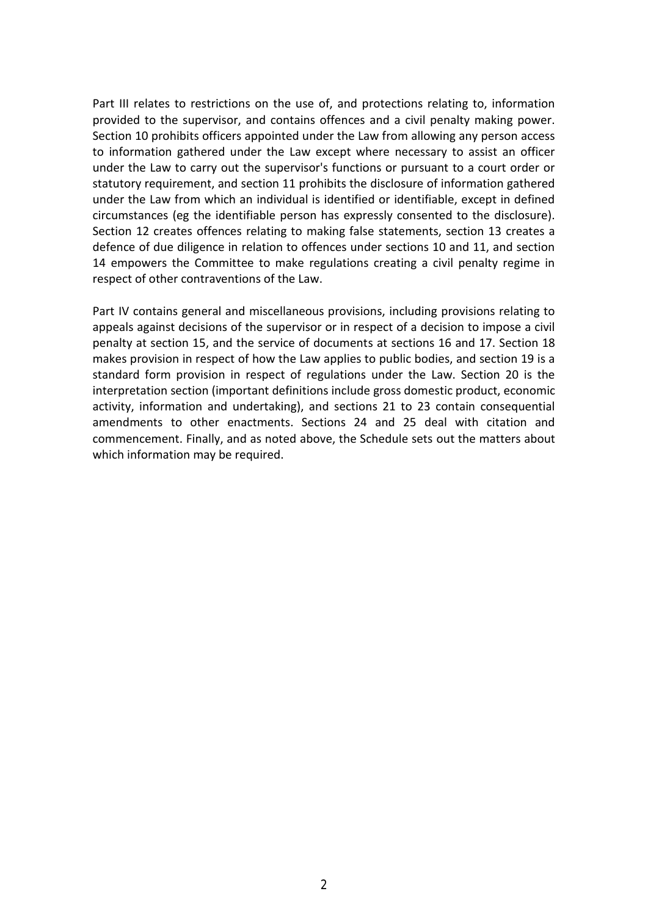Part III relates to restrictions on the use of, and protections relating to, information provided to the supervisor, and contains offences and a civil penalty making power. Section 10 prohibits officers appointed under the Law from allowing any person access to information gathered under the Law except where necessary to assist an officer under the Law to carry out the supervisor's functions or pursuant to a court order or statutory requirement, and section 11 prohibits the disclosure of information gathered under the Law from which an individual is identified or identifiable, except in defined circumstances (eg the identifiable person has expressly consented to the disclosure). Section 12 creates offences relating to making false statements, section 13 creates a defence of due diligence in relation to offences under sections 10 and 11, and section 14 empowers the Committee to make regulations creating a civil penalty regime in respect of other contraventions of the Law.

Part IV contains general and miscellaneous provisions, including provisions relating to appeals against decisions of the supervisor or in respect of a decision to impose a civil penalty at section 15, and the service of documents at sections 16 and 17. Section 18 makes provision in respect of how the Law applies to public bodies, and section 19 is a standard form provision in respect of regulations under the Law. Section 20 is the interpretation section (important definitions include gross domestic product, economic activity, information and undertaking), and sections 21 to 23 contain consequential amendments to other enactments. Sections 24 and 25 deal with citation and commencement. Finally, and as noted above, the Schedule sets out the matters about which information may be required.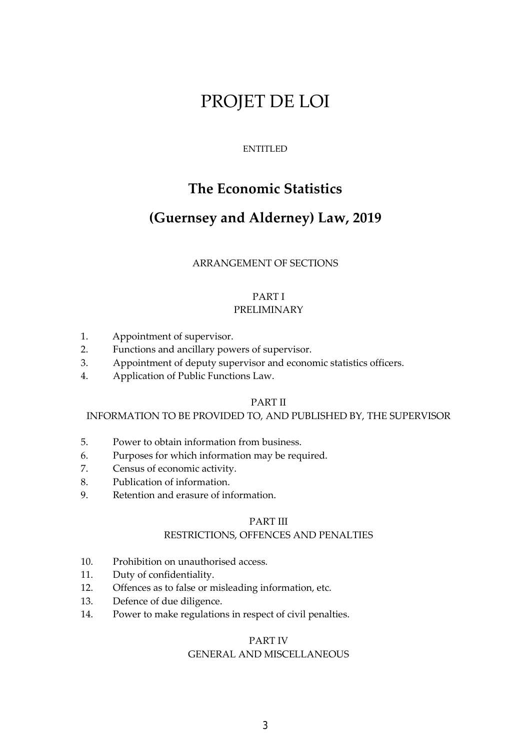# PROJET DE LOI

ENTITLED

## The Economic Statistics

## (Guernsey and Alderney) Law, 2019

ARRANGEMENT OF SECTIONS

### PART I
### PRELIMINARY

1. Appointment of supervisor.
2. Functions and ancillary powers of supervisor.
3. Appointment of deputy supervisor and economic statistics officers.
4. Application of Public Functions Law.

### PART II
### INFORMATION TO BE PROVIDED TO, AND PUBLISHED BY, THE SUPERVISOR

5. Power to obtain information from business.
6. Purposes for which information may be required.
7. Census of economic activity.
8. Publication of information.
9. Retention and erasure of information.

### PART III
### RESTRICTIONS, OFFENCES AND PENALTIES

10. Prohibition on unauthorised access.
11. Duty of confidentiality.
12. Offences as to false or misleading information, etc.
13. Defence of due diligence.
14. Power to make regulations in respect of civil penalties.

### PART IV
### GENERAL AND MISCELLANEOUS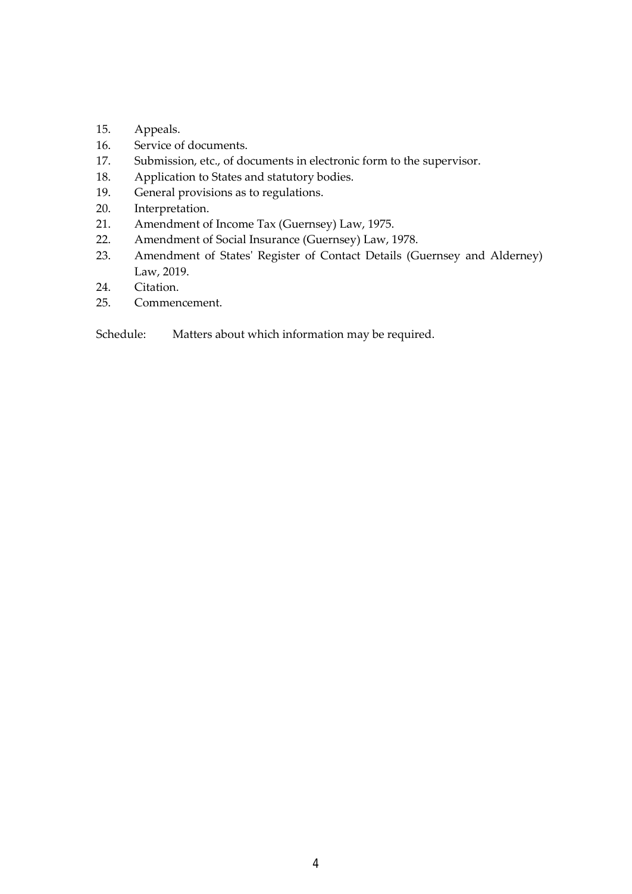15. Appeals.
16. Service of documents.
17. Submission, etc., of documents in electronic form to the supervisor.
18. Application to States and statutory bodies.
19. General provisions as to regulations.
20. Interpretation.
21. Amendment of Income Tax (Guernsey) Law, 1975.
22. Amendment of Social Insurance (Guernsey) Law, 1978.
23. Amendment of States' Register of Contact Details (Guernsey and Alderney) Law, 2019.
24. Citation.
25. Commencement.

Schedule: Matters about which information may be required.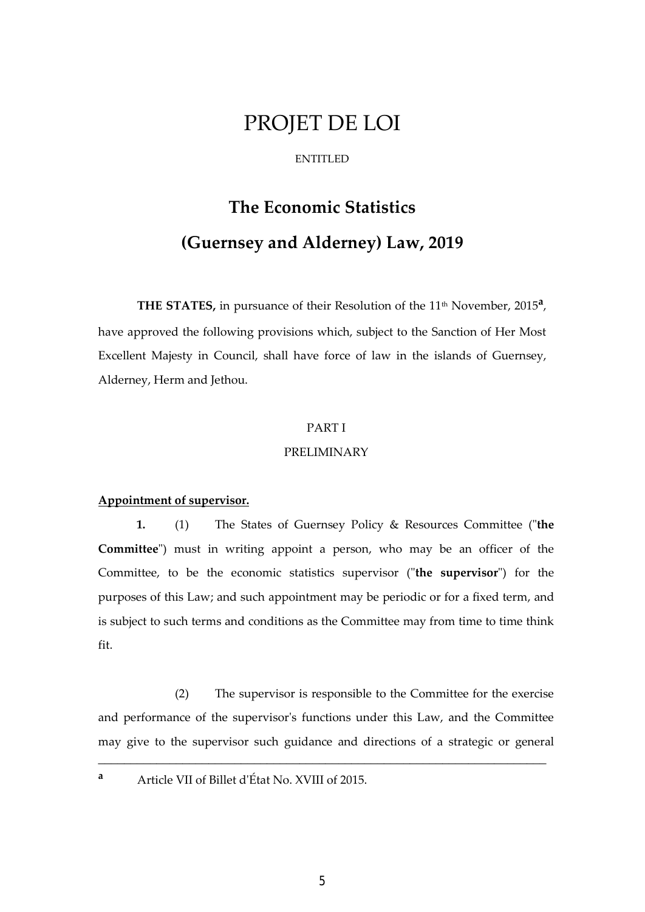# PROJET DE LOI

ENTITLED

## The Economic Statistics

## (Guernsey and Alderney) Law, 2019

**THE STATES,** in pursuance of their Resolution of the 11th November, 2015[a], have approved the following provisions which, subject to the Sanction of Her Most Excellent Majesty in Council, shall have force of law in the islands of Guernsey, Alderney, Herm and Jethou.

PART I

PRELIMINARY

**Appointment of supervisor.**

**1.** (1) The States of Guernsey Policy & Resources Committee ("**the Committee**") must in writing appoint a person, who may be an officer of the Committee, to be the economic statistics supervisor ("**the supervisor**") for the purposes of this Law; and such appointment may be periodic or for a fixed term, and is subject to such terms and conditions as the Committee may from time to time think fit.

(2) The supervisor is responsible to the Committee for the exercise and performance of the supervisor's functions under this Law, and the Committee may give to the supervisor such guidance and directions of a strategic or general

---

[a] Article VII of Billet d'État No. XVIII of 2015.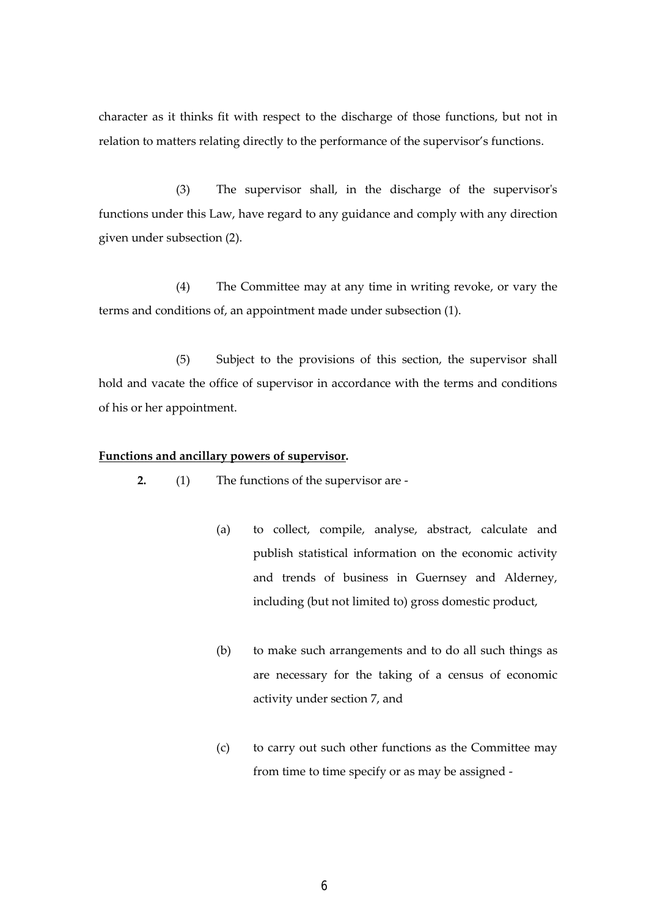character as it thinks fit with respect to the discharge of those functions, but not in relation to matters relating directly to the performance of the supervisor's functions.

(3) The supervisor shall, in the discharge of the supervisor's functions under this Law, have regard to any guidance and comply with any direction given under subsection (2).

(4) The Committee may at any time in writing revoke, or vary the terms and conditions of, an appointment made under subsection (1).

(5) Subject to the provisions of this section, the supervisor shall hold and vacate the office of supervisor in accordance with the terms and conditions of his or her appointment.

**Functions and ancillary powers of supervisor.**

**2.** (1) The functions of the supervisor are -

(a) to collect, compile, analyse, abstract, calculate and publish statistical information on the economic activity and trends of business in Guernsey and Alderney, including (but not limited to) gross domestic product,

(b) to make such arrangements and to do all such things as are necessary for the taking of a census of economic activity under section 7, and

(c) to carry out such other functions as the Committee may from time to time specify or as may be assigned -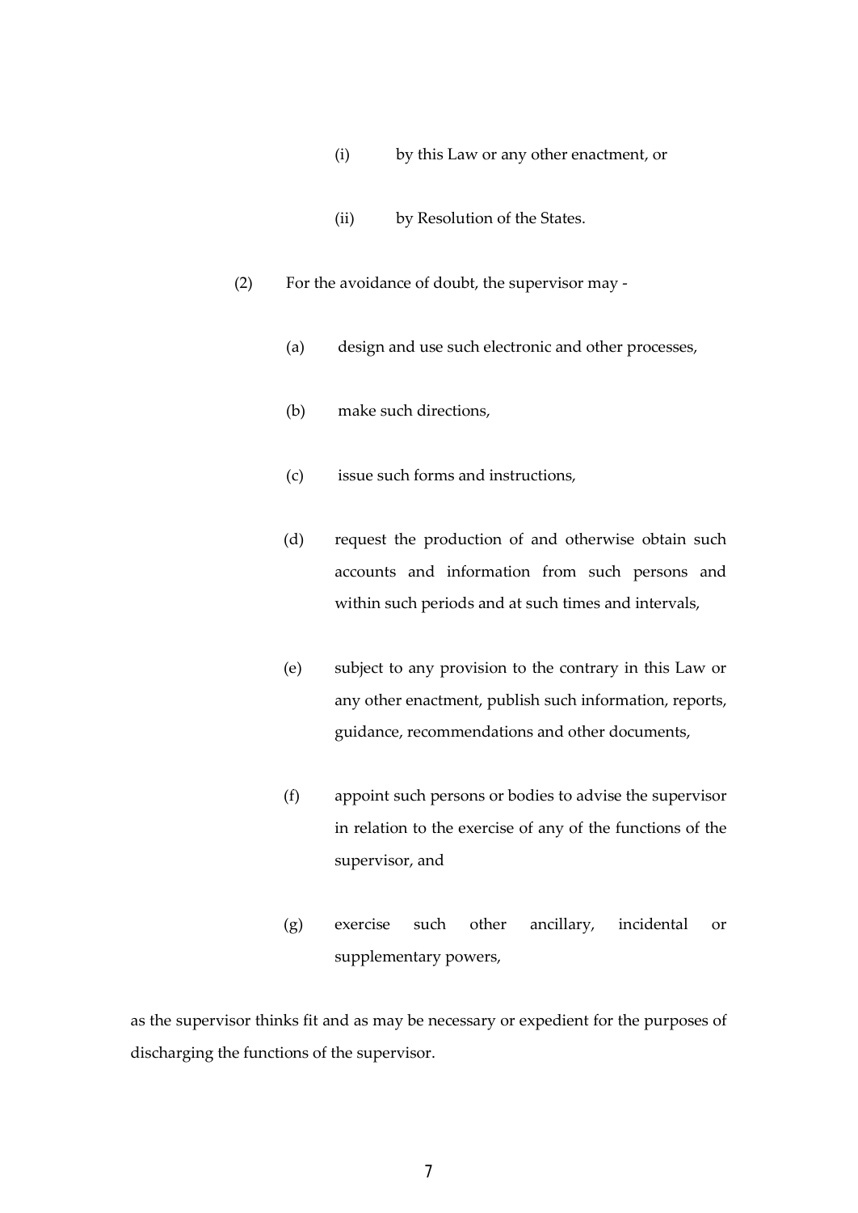(i) by this Law or any other enactment, or

(ii) by Resolution of the States.

(2) For the avoidance of doubt, the supervisor may -

(a) design and use such electronic and other processes,

(b) make such directions,

(c) issue such forms and instructions,

(d) request the production of and otherwise obtain such accounts and information from such persons and within such periods and at such times and intervals,

(e) subject to any provision to the contrary in this Law or any other enactment, publish such information, reports, guidance, recommendations and other documents,

(f) appoint such persons or bodies to advise the supervisor in relation to the exercise of any of the functions of the supervisor, and

(g) exercise such other ancillary, incidental or supplementary powers,

as the supervisor thinks fit and as may be necessary or expedient for the purposes of discharging the functions of the supervisor.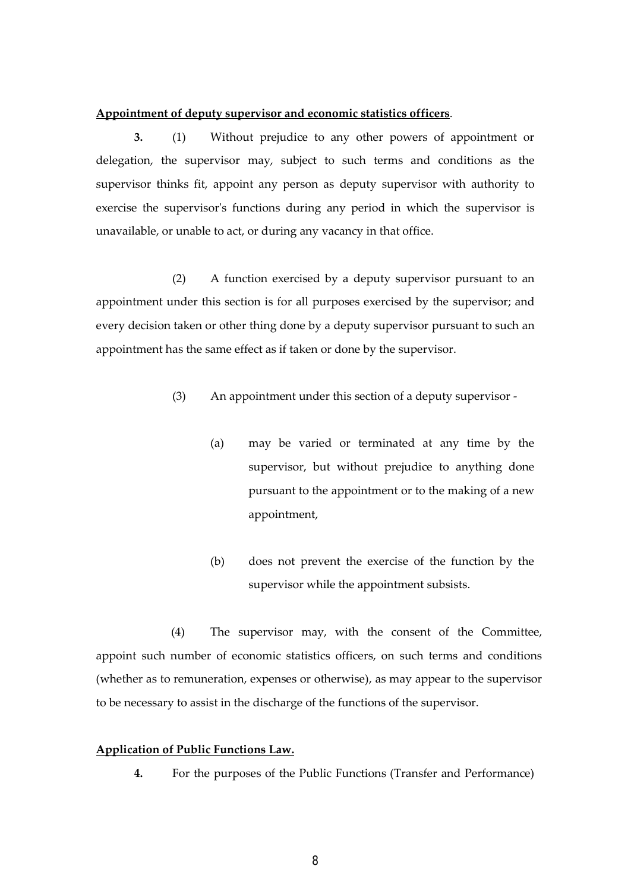**Appointment of deputy supervisor and economic statistics officers**.

**3.** (1) Without prejudice to any other powers of appointment or delegation, the supervisor may, subject to such terms and conditions as the supervisor thinks fit, appoint any person as deputy supervisor with authority to exercise the supervisor's functions during any period in which the supervisor is unavailable, or unable to act, or during any vacancy in that office.

(2) A function exercised by a deputy supervisor pursuant to an appointment under this section is for all purposes exercised by the supervisor; and every decision taken or other thing done by a deputy supervisor pursuant to such an appointment has the same effect as if taken or done by the supervisor.

(3) An appointment under this section of a deputy supervisor -

(a) may be varied or terminated at any time by the supervisor, but without prejudice to anything done pursuant to the appointment or to the making of a new appointment,

(b) does not prevent the exercise of the function by the supervisor while the appointment subsists.

(4) The supervisor may, with the consent of the Committee, appoint such number of economic statistics officers, on such terms and conditions (whether as to remuneration, expenses or otherwise), as may appear to the supervisor to be necessary to assist in the discharge of the functions of the supervisor.

**Application of Public Functions Law.**

**4.** For the purposes of the Public Functions (Transfer and Performance)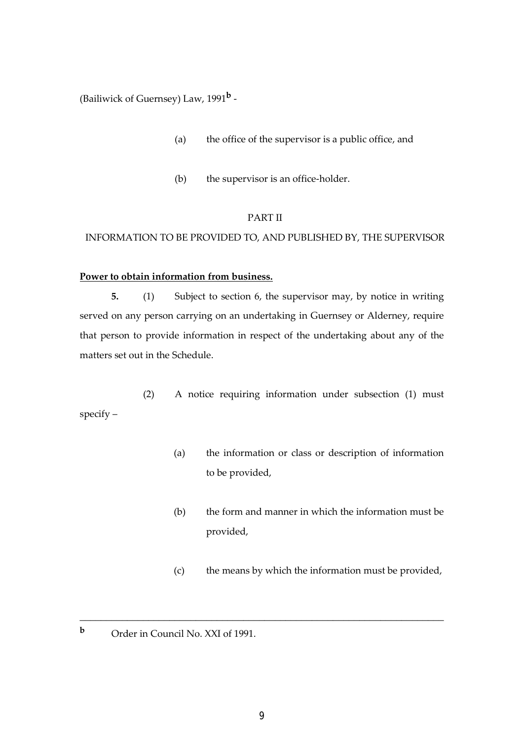(Bailiwick of Guernsey) Law, 1991[b] -

(a) the office of the supervisor is a public office, and

(b) the supervisor is an office-holder.

PART II

INFORMATION TO BE PROVIDED TO, AND PUBLISHED BY, THE SUPERVISOR

**Power to obtain information from business.**

**5.** (1) Subject to section 6, the supervisor may, by notice in writing served on any person carrying on an undertaking in Guernsey or Alderney, require that person to provide information in respect of the undertaking about any of the matters set out in the Schedule.

(2) A notice requiring information under subsection (1) must specify –

(a) the information or class or description of information to be provided,

(b) the form and manner in which the information must be provided,

(c) the means by which the information must be provided,

---

[b] Order in Council No. XXI of 1991.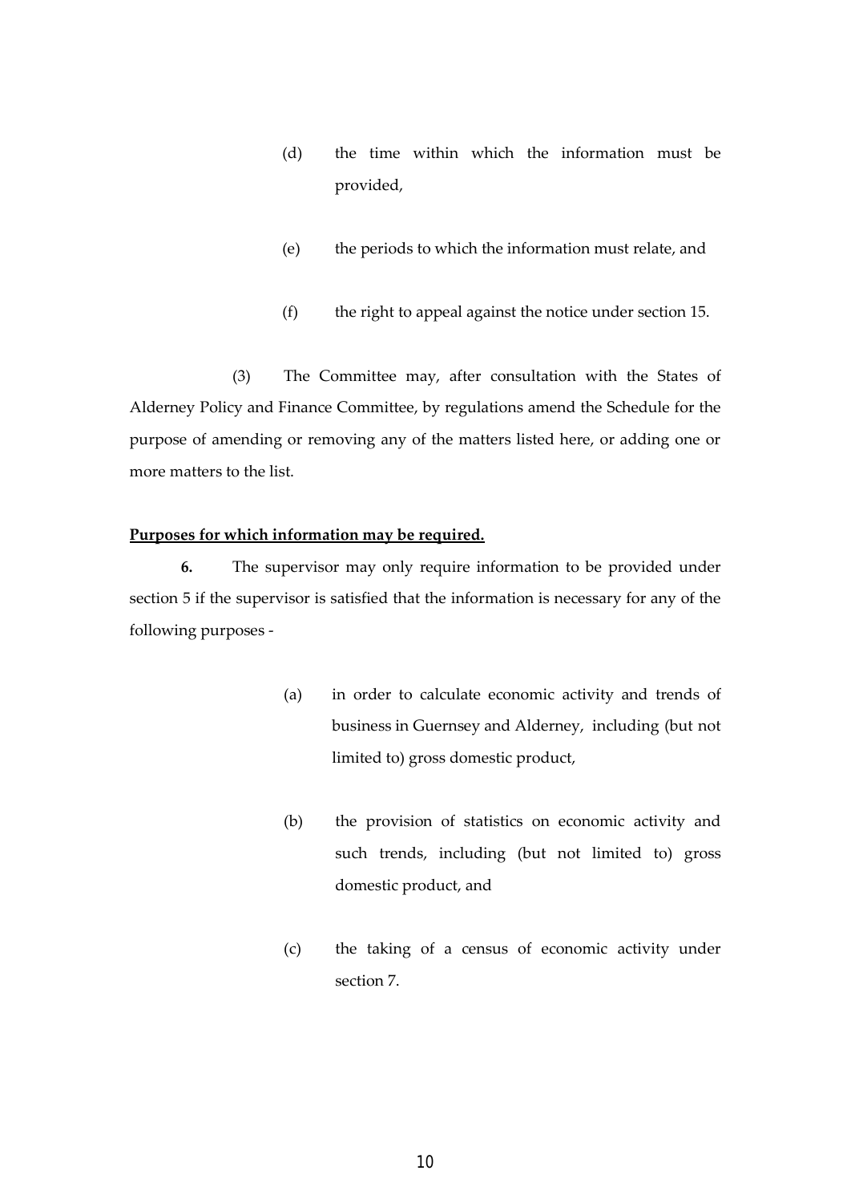(d) the time within which the information must be provided,

(e) the periods to which the information must relate, and

(f) the right to appeal against the notice under section 15.

(3) The Committee may, after consultation with the States of Alderney Policy and Finance Committee, by regulations amend the Schedule for the purpose of amending or removing any of the matters listed here, or adding one or more matters to the list.

**Purposes for which information may be required.**

**6.** The supervisor may only require information to be provided under section 5 if the supervisor is satisfied that the information is necessary for any of the following purposes -

(a) in order to calculate economic activity and trends of business in Guernsey and Alderney, including (but not limited to) gross domestic product,

(b) the provision of statistics on economic activity and such trends, including (but not limited to) gross domestic product, and

(c) the taking of a census of economic activity under section 7.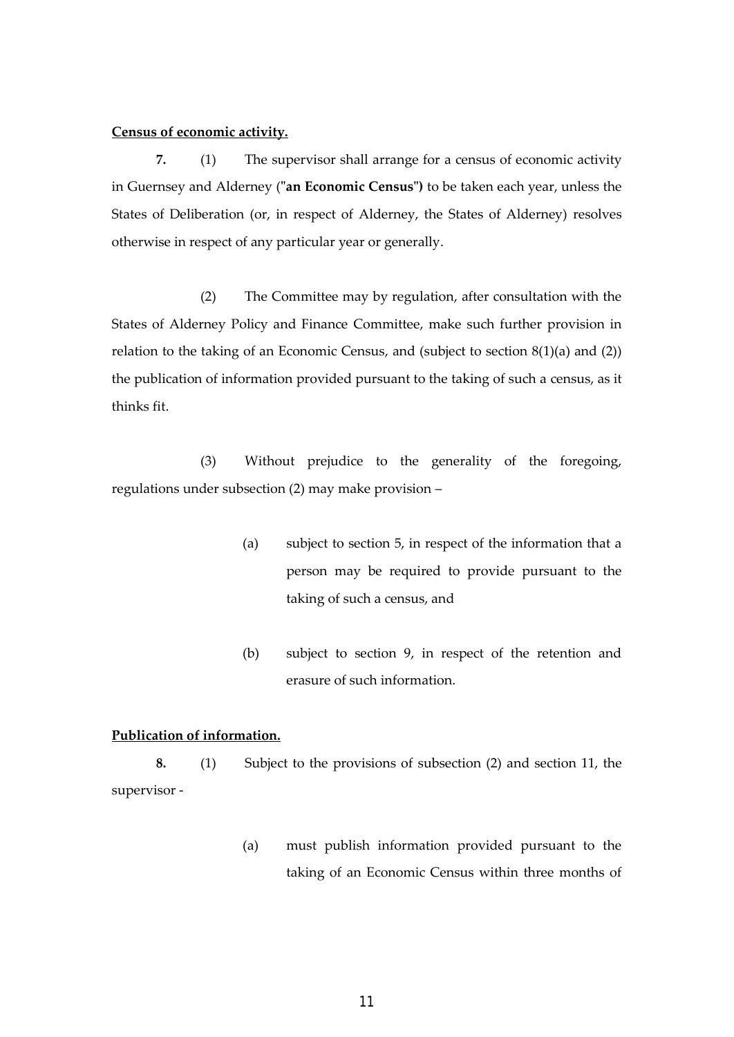**Census of economic activity.**

**7.** (1) The supervisor shall arrange for a census of economic activity in Guernsey and Alderney ("**an Economic Census**") to be taken each year, unless the States of Deliberation (or, in respect of Alderney, the States of Alderney) resolves otherwise in respect of any particular year or generally.

(2) The Committee may by regulation, after consultation with the States of Alderney Policy and Finance Committee, make such further provision in relation to the taking of an Economic Census, and (subject to section 8(1)(a) and (2)) the publication of information provided pursuant to the taking of such a census, as it thinks fit.

(3) Without prejudice to the generality of the foregoing, regulations under subsection (2) may make provision –

- (a) subject to section 5, in respect of the information that a person may be required to provide pursuant to the taking of such a census, and
- (b) subject to section 9, in respect of the retention and erasure of such information.

**Publication of information.**

**8.** (1) Subject to the provisions of subsection (2) and section 11, the supervisor -

- (a) must publish information provided pursuant to the taking of an Economic Census within three months of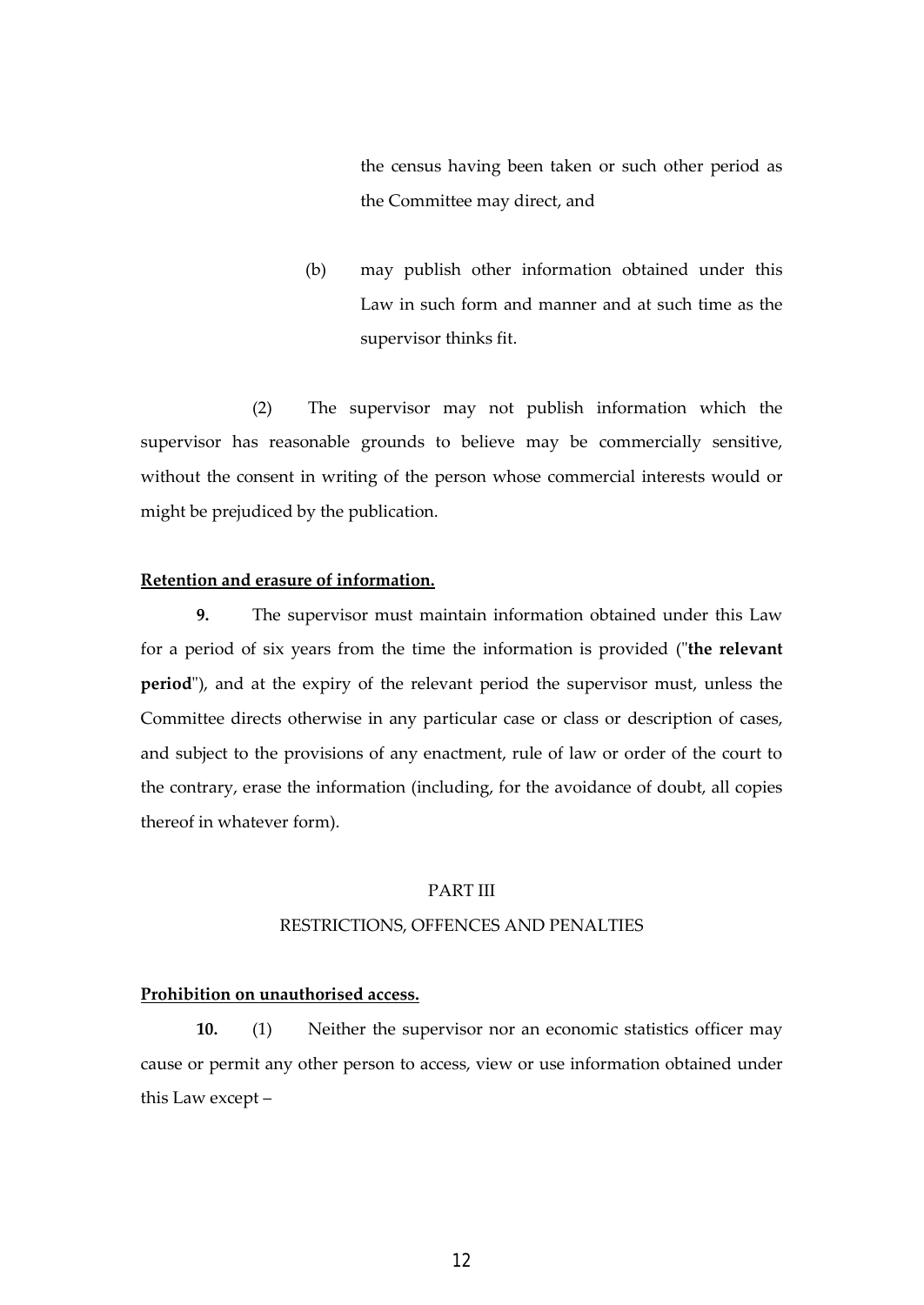the census having been taken or such other period as the Committee may direct, and

(b) may publish other information obtained under this Law in such form and manner and at such time as the supervisor thinks fit.

(2) The supervisor may not publish information which the supervisor has reasonable grounds to believe may be commercially sensitive, without the consent in writing of the person whose commercial interests would or might be prejudiced by the publication.

**Retention and erasure of information.**

**9.** The supervisor must maintain information obtained under this Law for a period of six years from the time the information is provided ("**the relevant period**"), and at the expiry of the relevant period the supervisor must, unless the Committee directs otherwise in any particular case or class or description of cases, and subject to the provisions of any enactment, rule of law or order of the court to the contrary, erase the information (including, for the avoidance of doubt, all copies thereof in whatever form).

PART III

RESTRICTIONS, OFFENCES AND PENALTIES

**Prohibition on unauthorised access.**

**10.** (1) Neither the supervisor nor an economic statistics officer may cause or permit any other person to access, view or use information obtained under this Law except –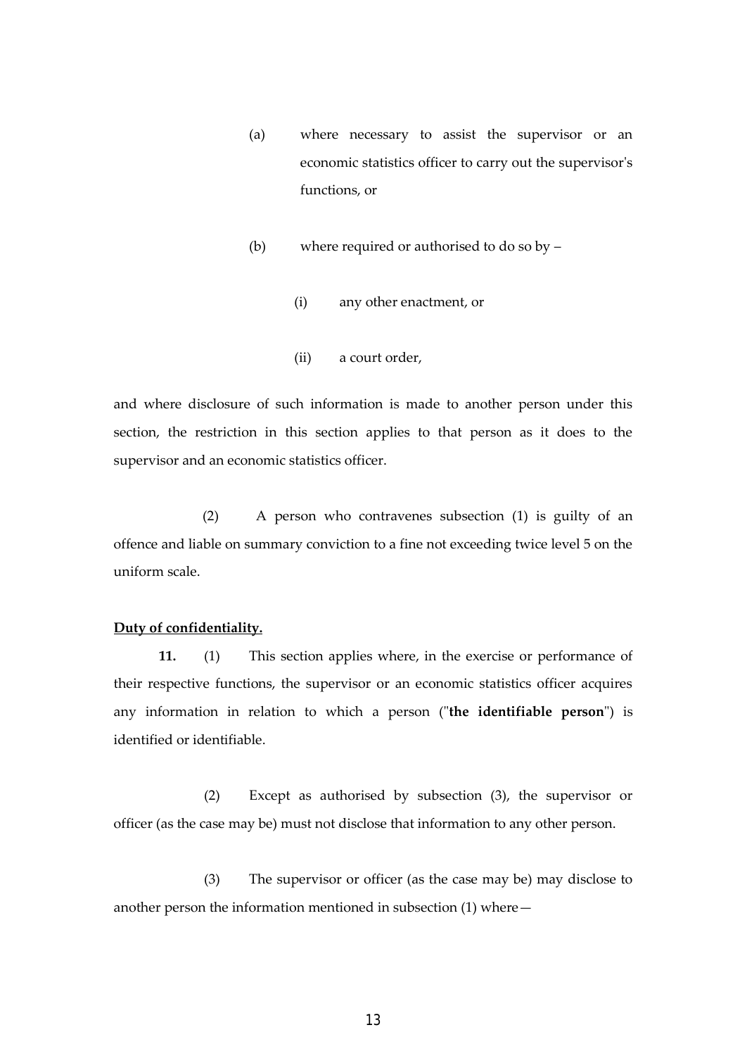(a) where necessary to assist the supervisor or an economic statistics officer to carry out the supervisor's functions, or

(b) where required or authorised to do so by –

(i) any other enactment, or

(ii) a court order,

and where disclosure of such information is made to another person under this section, the restriction in this section applies to that person as it does to the supervisor and an economic statistics officer.

(2) A person who contravenes subsection (1) is guilty of an offence and liable on summary conviction to a fine not exceeding twice level 5 on the uniform scale.

**Duty of confidentiality.**

**11.** (1) This section applies where, in the exercise or performance of their respective functions, the supervisor or an economic statistics officer acquires any information in relation to which a person ("**the identifiable person**") is identified or identifiable.

(2) Except as authorised by subsection (3), the supervisor or officer (as the case may be) must not disclose that information to any other person.

(3) The supervisor or officer (as the case may be) may disclose to another person the information mentioned in subsection (1) where—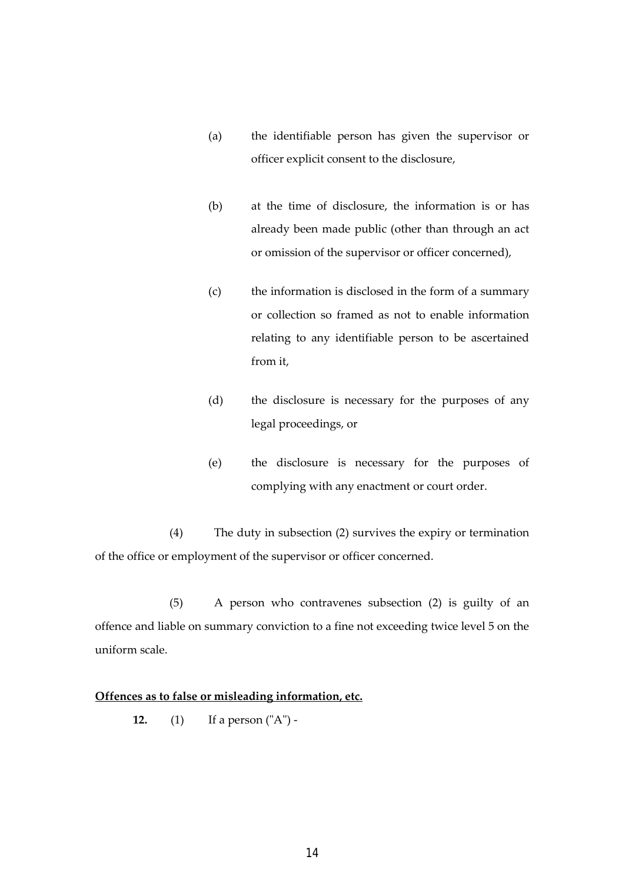(a) the identifiable person has given the supervisor or officer explicit consent to the disclosure,

(b) at the time of disclosure, the information is or has already been made public (other than through an act or omission of the supervisor or officer concerned),

(c) the information is disclosed in the form of a summary or collection so framed as not to enable information relating to any identifiable person to be ascertained from it,

(d) the disclosure is necessary for the purposes of any legal proceedings, or

(e) the disclosure is necessary for the purposes of complying with any enactment or court order.

(4) The duty in subsection (2) survives the expiry or termination of the office or employment of the supervisor or officer concerned.

(5) A person who contravenes subsection (2) is guilty of an offence and liable on summary conviction to a fine not exceeding twice level 5 on the uniform scale.

**Offences as to false or misleading information, etc.**

**12.** (1) If a person ("A") -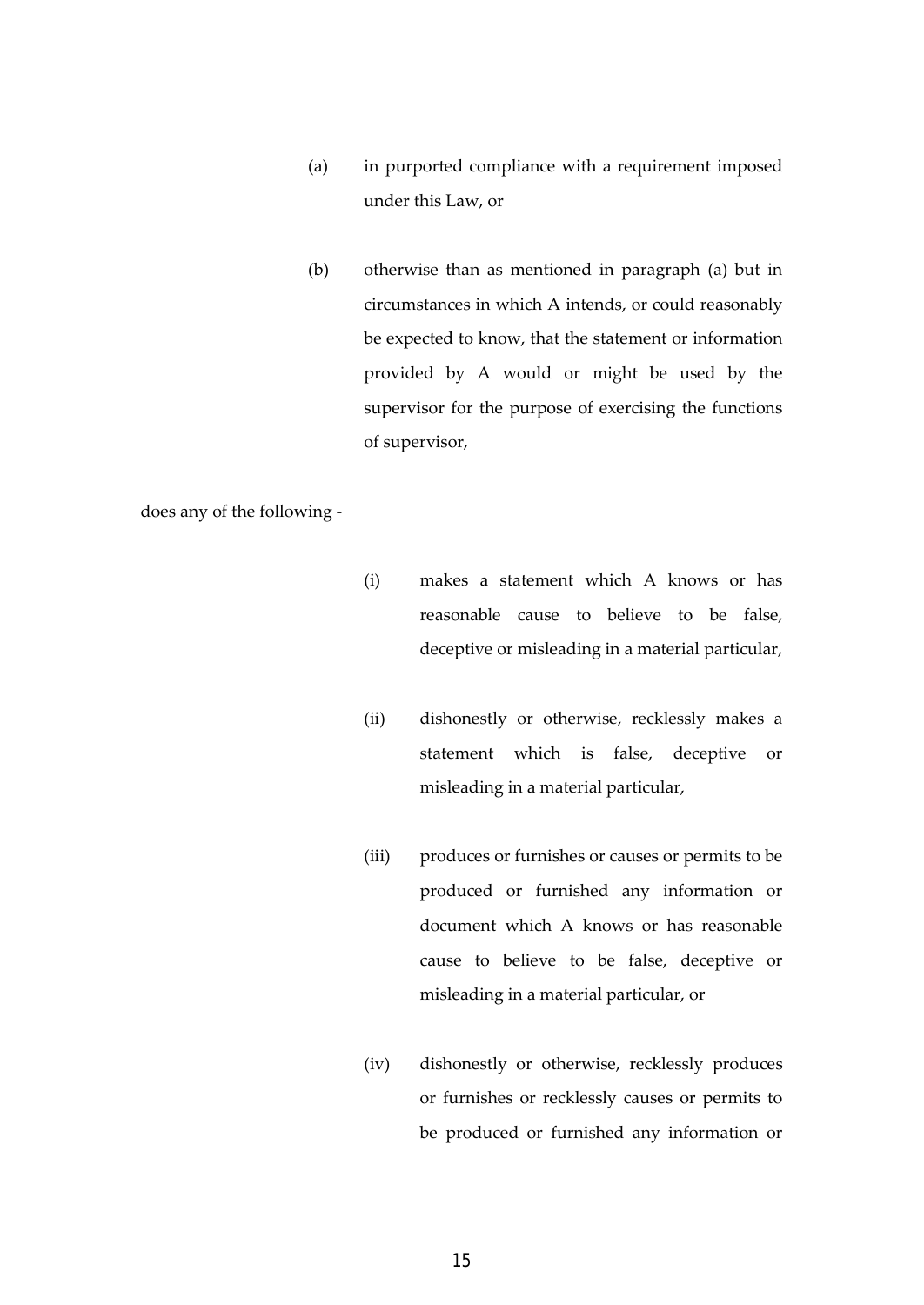(a) in purported compliance with a requirement imposed under this Law, or

(b) otherwise than as mentioned in paragraph (a) but in circumstances in which A intends, or could reasonably be expected to know, that the statement or information provided by A would or might be used by the supervisor for the purpose of exercising the functions of supervisor,

does any of the following -

(i) makes a statement which A knows or has reasonable cause to believe to be false, deceptive or misleading in a material particular,

(ii) dishonestly or otherwise, recklessly makes a statement which is false, deceptive or misleading in a material particular,

(iii) produces or furnishes or causes or permits to be produced or furnished any information or document which A knows or has reasonable cause to believe to be false, deceptive or misleading in a material particular, or

(iv) dishonestly or otherwise, recklessly produces or furnishes or recklessly causes or permits to be produced or furnished any information or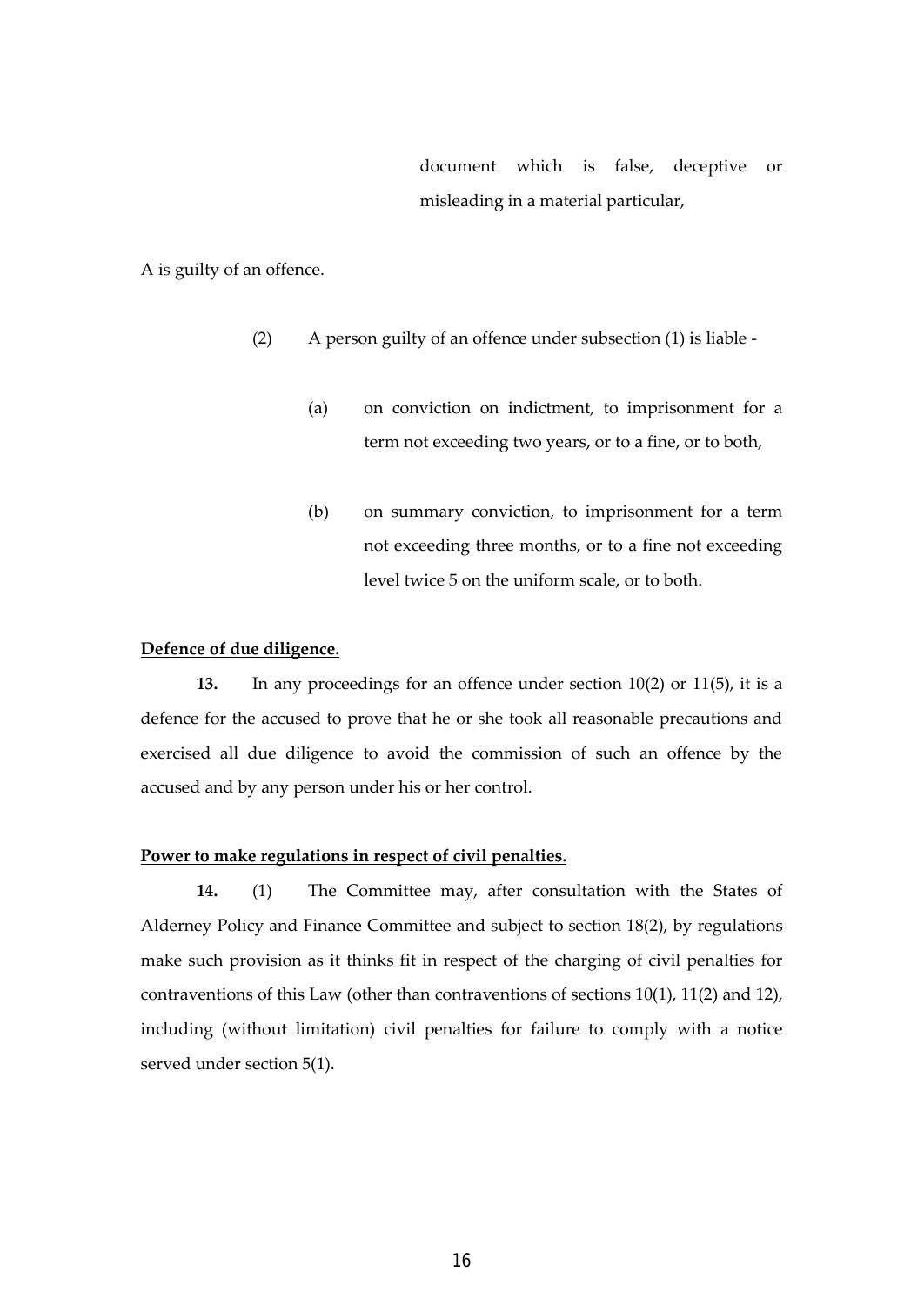document which is false, deceptive or misleading in a material particular,

A is guilty of an offence.

(2) A person guilty of an offence under subsection (1) is liable -

(a) on conviction on indictment, to imprisonment for a term not exceeding two years, or to a fine, or to both,

(b) on summary conviction, to imprisonment for a term not exceeding three months, or to a fine not exceeding level twice 5 on the uniform scale, or to both.

**Defence of due diligence.**

**13.** In any proceedings for an offence under section 10(2) or 11(5), it is a defence for the accused to prove that he or she took all reasonable precautions and exercised all due diligence to avoid the commission of such an offence by the accused and by any person under his or her control.

**Power to make regulations in respect of civil penalties.**

**14.** (1) The Committee may, after consultation with the States of Alderney Policy and Finance Committee and subject to section 18(2), by regulations make such provision as it thinks fit in respect of the charging of civil penalties for contraventions of this Law (other than contraventions of sections 10(1), 11(2) and 12), including (without limitation) civil penalties for failure to comply with a notice served under section 5(1).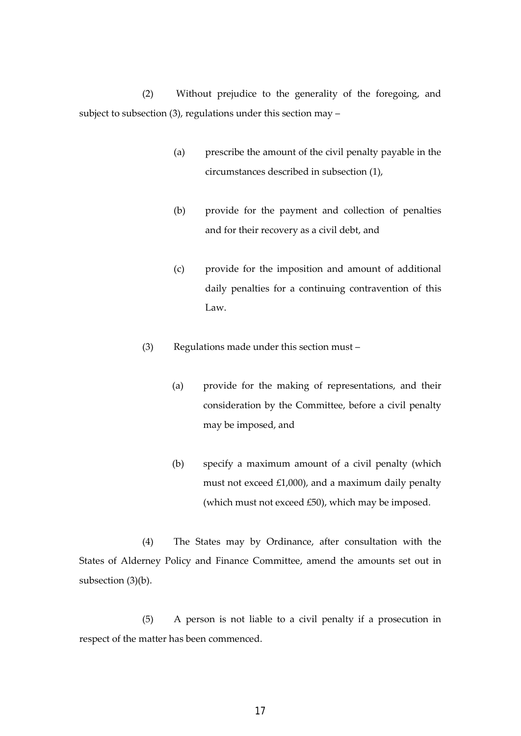(2) Without prejudice to the generality of the foregoing, and subject to subsection (3), regulations under this section may –

(a) prescribe the amount of the civil penalty payable in the circumstances described in subsection (1),

(b) provide for the payment and collection of penalties and for their recovery as a civil debt, and

(c) provide for the imposition and amount of additional daily penalties for a continuing contravention of this Law.

(3) Regulations made under this section must –

(a) provide for the making of representations, and their consideration by the Committee, before a civil penalty may be imposed, and

(b) specify a maximum amount of a civil penalty (which must not exceed £1,000), and a maximum daily penalty (which must not exceed £50), which may be imposed.

(4) The States may by Ordinance, after consultation with the States of Alderney Policy and Finance Committee, amend the amounts set out in subsection (3)(b).

(5) A person is not liable to a civil penalty if a prosecution in respect of the matter has been commenced.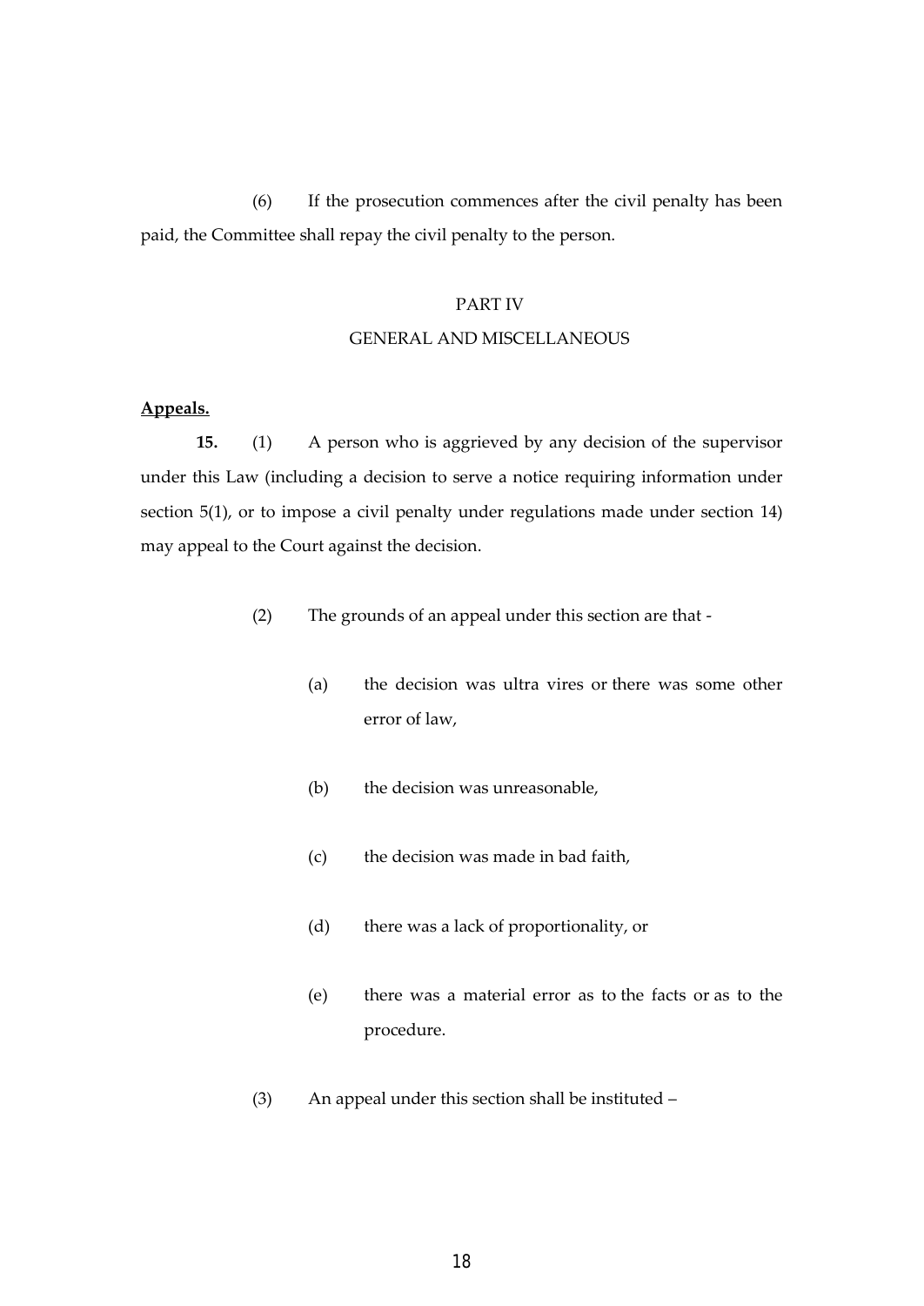(6) If the prosecution commences after the civil penalty has been paid, the Committee shall repay the civil penalty to the person.

PART IV

GENERAL AND MISCELLANEOUS

**Appeals.**

**15.** (1) A person who is aggrieved by any decision of the supervisor under this Law (including a decision to serve a notice requiring information under section 5(1), or to impose a civil penalty under regulations made under section 14) may appeal to the Court against the decision.

(2) The grounds of an appeal under this section are that -

(a) the decision was ultra vires or there was some other error of law,

(b) the decision was unreasonable,

(c) the decision was made in bad faith,

(d) there was a lack of proportionality, or

(e) there was a material error as to the facts or as to the procedure.

(3) An appeal under this section shall be instituted –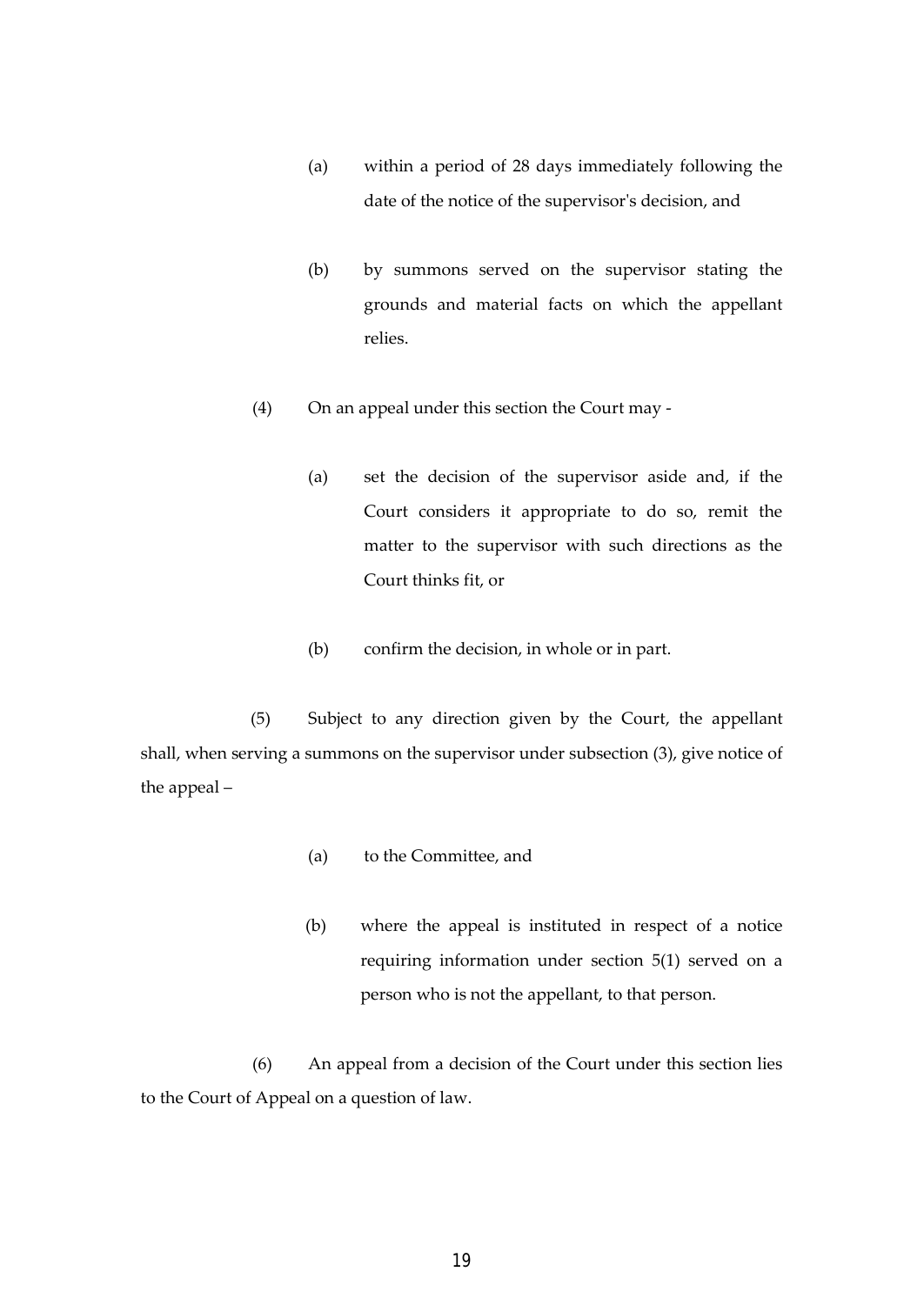(a) within a period of 28 days immediately following the date of the notice of the supervisor's decision, and

(b) by summons served on the supervisor stating the grounds and material facts on which the appellant relies.

(4) On an appeal under this section the Court may -

(a) set the decision of the supervisor aside and, if the Court considers it appropriate to do so, remit the matter to the supervisor with such directions as the Court thinks fit, or

(b) confirm the decision, in whole or in part.

(5) Subject to any direction given by the Court, the appellant shall, when serving a summons on the supervisor under subsection (3), give notice of the appeal –

(a) to the Committee, and

(b) where the appeal is instituted in respect of a notice requiring information under section 5(1) served on a person who is not the appellant, to that person.

(6) An appeal from a decision of the Court under this section lies to the Court of Appeal on a question of law.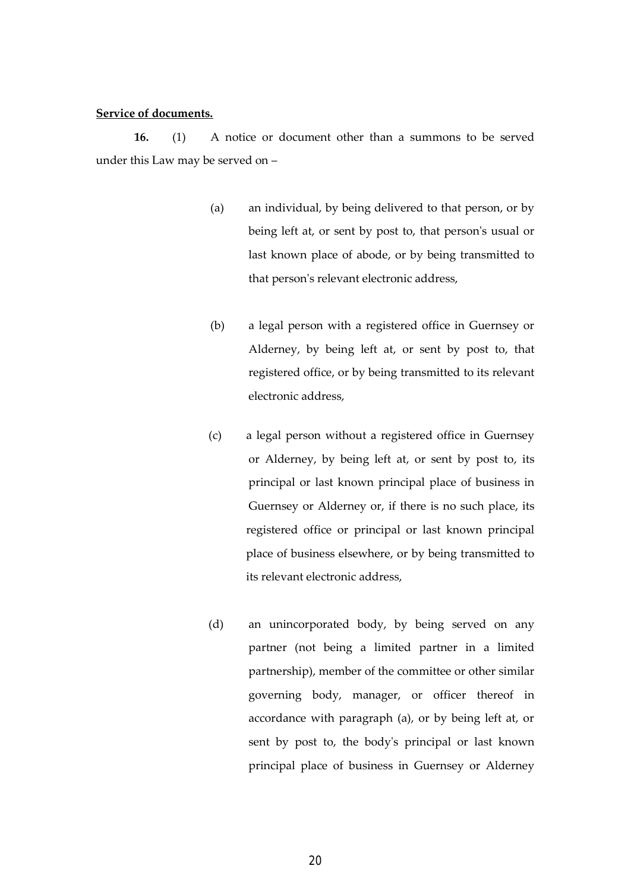**Service of documents.**

**16.** (1) A notice or document other than a summons to be served under this Law may be served on –

(a) an individual, by being delivered to that person, or by being left at, or sent by post to, that person's usual or last known place of abode, or by being transmitted to that person's relevant electronic address,

(b) a legal person with a registered office in Guernsey or Alderney, by being left at, or sent by post to, that registered office, or by being transmitted to its relevant electronic address,

(c) a legal person without a registered office in Guernsey or Alderney, by being left at, or sent by post to, its principal or last known principal place of business in Guernsey or Alderney or, if there is no such place, its registered office or principal or last known principal place of business elsewhere, or by being transmitted to its relevant electronic address,

(d) an unincorporated body, by being served on any partner (not being a limited partner in a limited partnership), member of the committee or other similar governing body, manager, or officer thereof in accordance with paragraph (a), or by being left at, or sent by post to, the body's principal or last known principal place of business in Guernsey or Alderney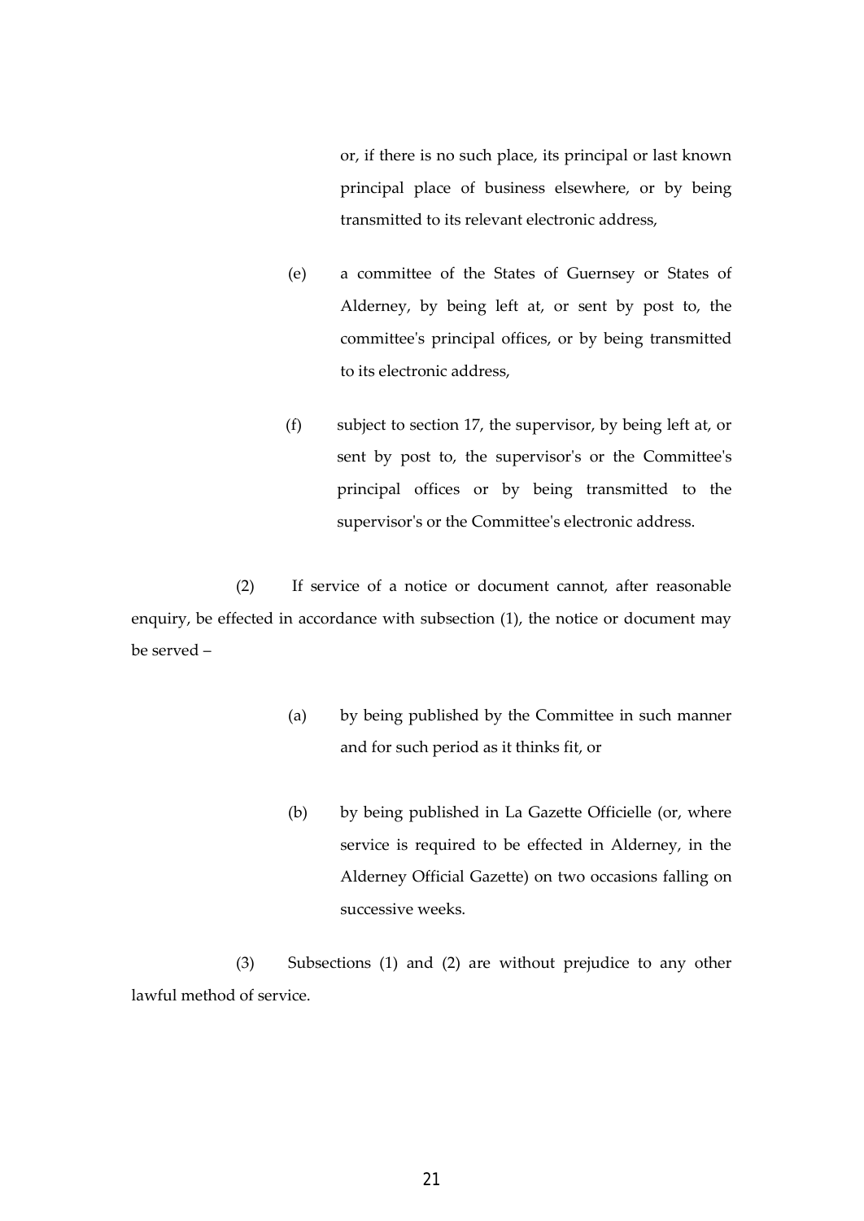or, if there is no such place, its principal or last known principal place of business elsewhere, or by being transmitted to its relevant electronic address,

(e) a committee of the States of Guernsey or States of Alderney, by being left at, or sent by post to, the committee's principal offices, or by being transmitted to its electronic address,

(f) subject to section 17, the supervisor, by being left at, or sent by post to, the supervisor's or the Committee's principal offices or by being transmitted to the supervisor's or the Committee's electronic address.

(2) If service of a notice or document cannot, after reasonable enquiry, be effected in accordance with subsection (1), the notice or document may be served –

(a) by being published by the Committee in such manner and for such period as it thinks fit, or

(b) by being published in La Gazette Officielle (or, where service is required to be effected in Alderney, in the Alderney Official Gazette) on two occasions falling on successive weeks.

(3) Subsections (1) and (2) are without prejudice to any other lawful method of service.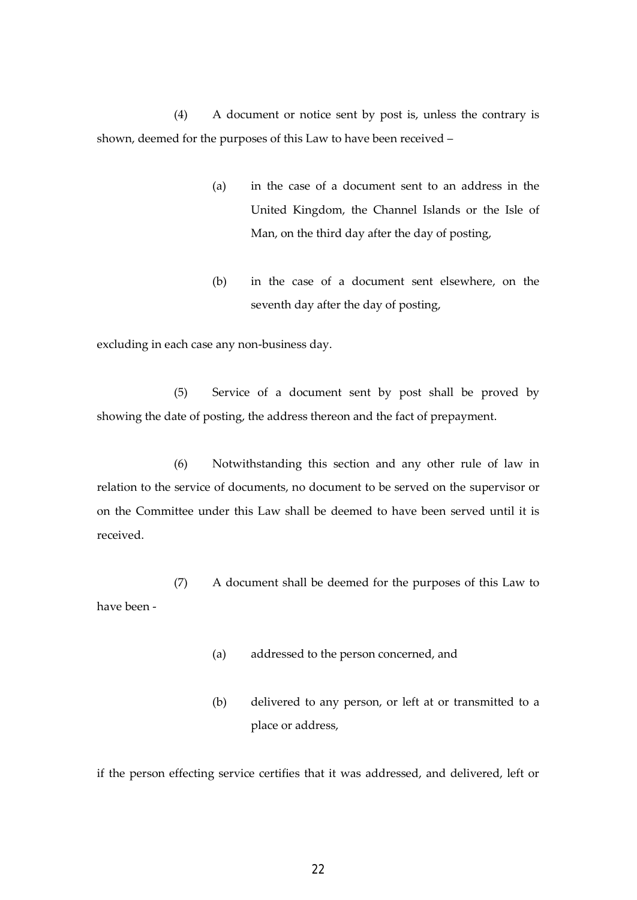(4) A document or notice sent by post is, unless the contrary is shown, deemed for the purposes of this Law to have been received –

(a) in the case of a document sent to an address in the United Kingdom, the Channel Islands or the Isle of Man, on the third day after the day of posting,

(b) in the case of a document sent elsewhere, on the seventh day after the day of posting,

excluding in each case any non-business day.

(5) Service of a document sent by post shall be proved by showing the date of posting, the address thereon and the fact of prepayment.

(6) Notwithstanding this section and any other rule of law in relation to the service of documents, no document to be served on the supervisor or on the Committee under this Law shall be deemed to have been served until it is received.

(7) A document shall be deemed for the purposes of this Law to have been -

(a) addressed to the person concerned, and

(b) delivered to any person, or left at or transmitted to a place or address,

if the person effecting service certifies that it was addressed, and delivered, left or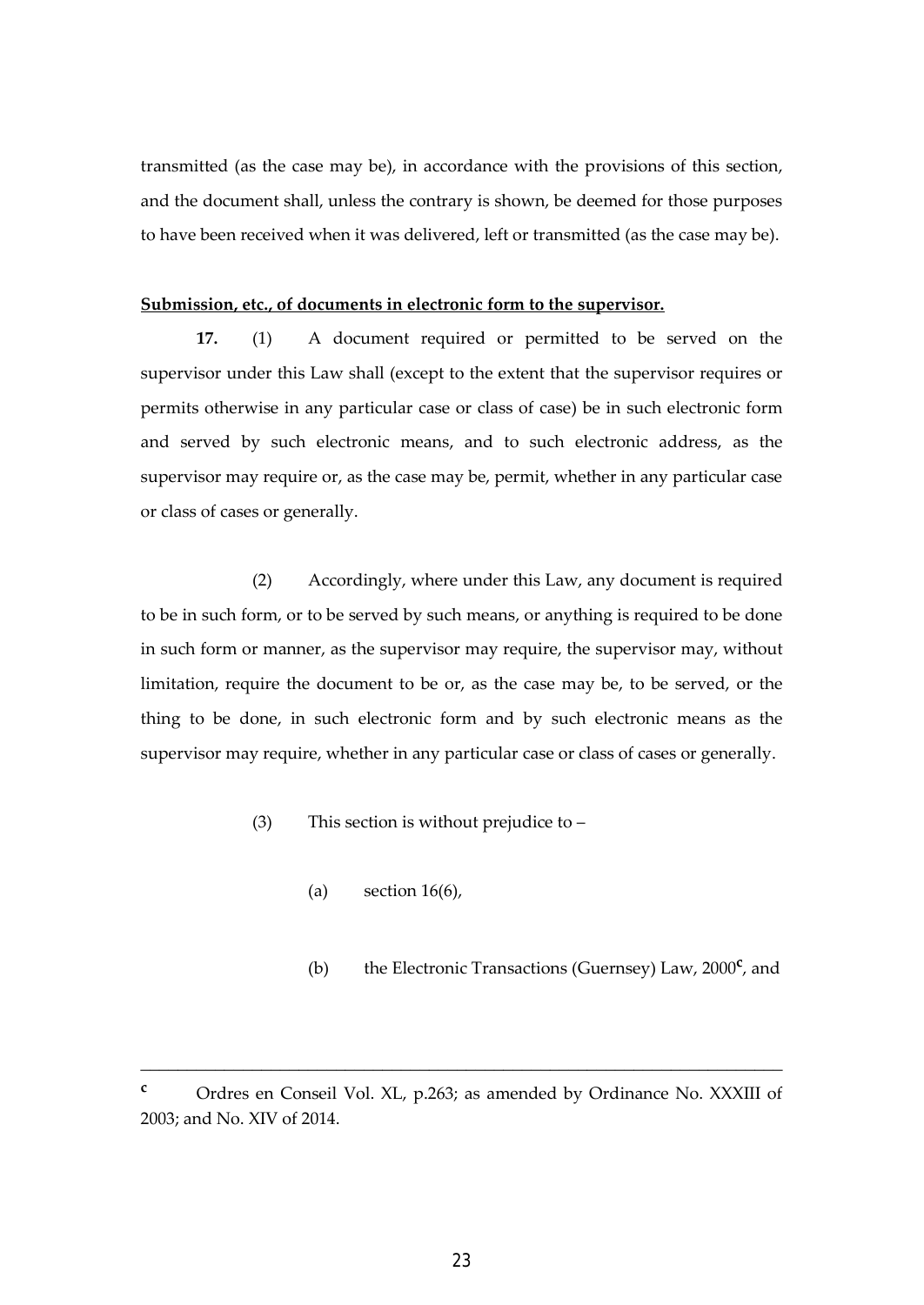transmitted (as the case may be), in accordance with the provisions of this section, and the document shall, unless the contrary is shown, be deemed for those purposes to have been received when it was delivered, left or transmitted (as the case may be).

**Submission, etc., of documents in electronic form to the supervisor.**

**17.** (1) A document required or permitted to be served on the supervisor under this Law shall (except to the extent that the supervisor requires or permits otherwise in any particular case or class of case) be in such electronic form and served by such electronic means, and to such electronic address, as the supervisor may require or, as the case may be, permit, whether in any particular case or class of cases or generally.

(2) Accordingly, where under this Law, any document is required to be in such form, or to be served by such means, or anything is required to be done in such form or manner, as the supervisor may require, the supervisor may, without limitation, require the document to be or, as the case may be, to be served, or the thing to be done, in such electronic form and by such electronic means as the supervisor may require, whether in any particular case or class of cases or generally.

(3) This section is without prejudice to –

(a) section 16(6),

(b) the Electronic Transactions (Guernsey) Law, 2000[c], and

---

[c] Ordres en Conseil Vol. XL, p.263; as amended by Ordinance No. XXXIII of 2003; and No. XIV of 2014.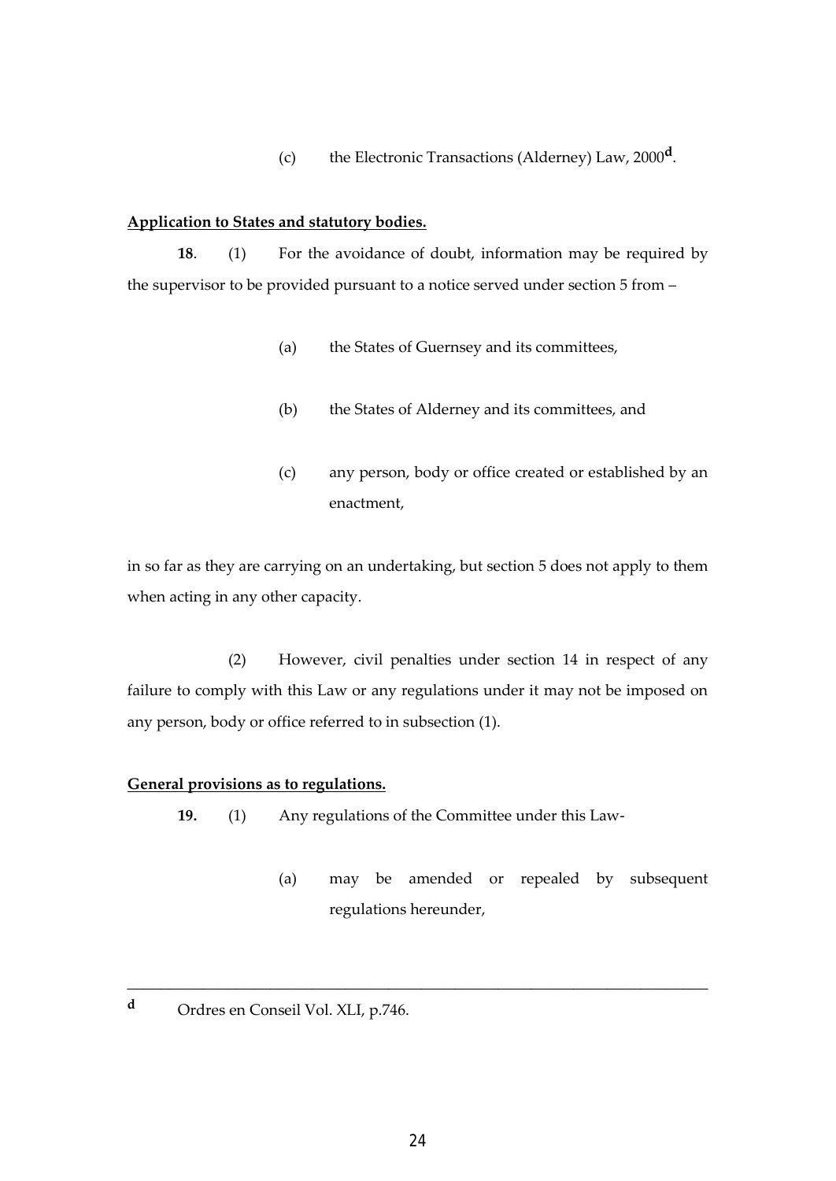(c) the Electronic Transactions (Alderney) Law, 2000[d].

**Application to States and statutory bodies.**

**18**. (1) For the avoidance of doubt, information may be required by the supervisor to be provided pursuant to a notice served under section 5 from –

(a) the States of Guernsey and its committees,

(b) the States of Alderney and its committees, and

(c) any person, body or office created or established by an enactment,

in so far as they are carrying on an undertaking, but section 5 does not apply to them when acting in any other capacity.

(2) However, civil penalties under section 14 in respect of any failure to comply with this Law or any regulations under it may not be imposed on any person, body or office referred to in subsection (1).

**General provisions as to regulations.**

**19.** (1) Any regulations of the Committee under this Law-

(a) may be amended or repealed by subsequent regulations hereunder,

---

[d] Ordres en Conseil Vol. XLI, p.746.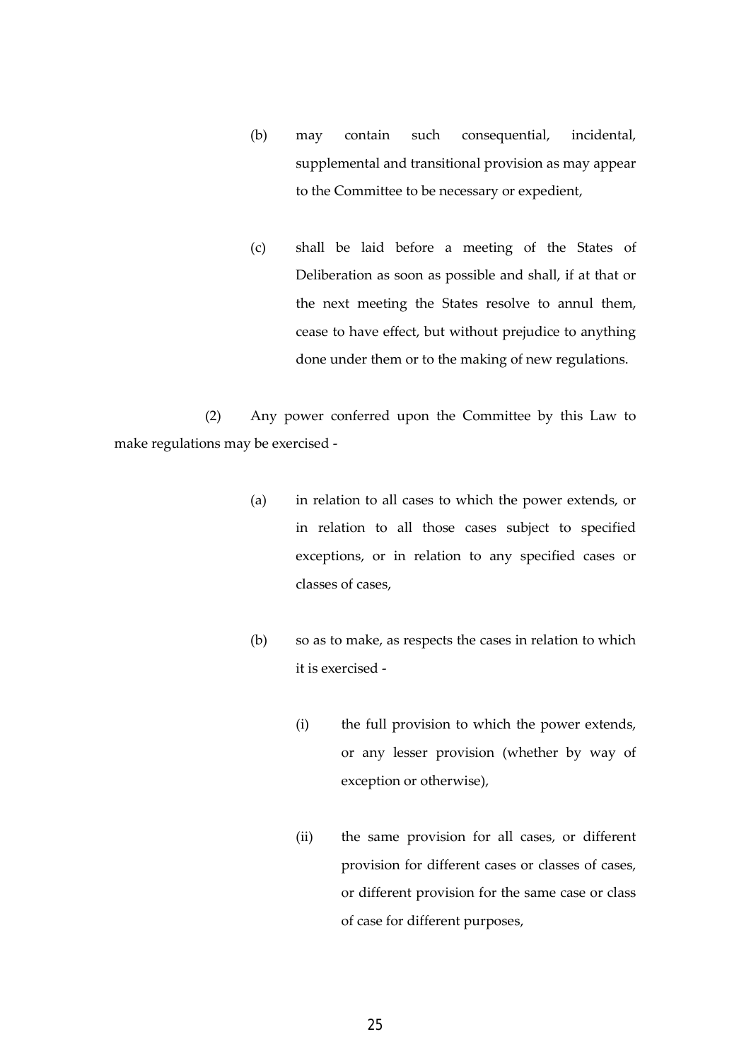(b) may contain such consequential, incidental, supplemental and transitional provision as may appear to the Committee to be necessary or expedient,

(c) shall be laid before a meeting of the States of Deliberation as soon as possible and shall, if at that or the next meeting the States resolve to annul them, cease to have effect, but without prejudice to anything done under them or to the making of new regulations.

(2) Any power conferred upon the Committee by this Law to make regulations may be exercised -

(a) in relation to all cases to which the power extends, or in relation to all those cases subject to specified exceptions, or in relation to any specified cases or classes of cases,

(b) so as to make, as respects the cases in relation to which it is exercised -

(i) the full provision to which the power extends, or any lesser provision (whether by way of exception or otherwise),

(ii) the same provision for all cases, or different provision for different cases or classes of cases, or different provision for the same case or class of case for different purposes,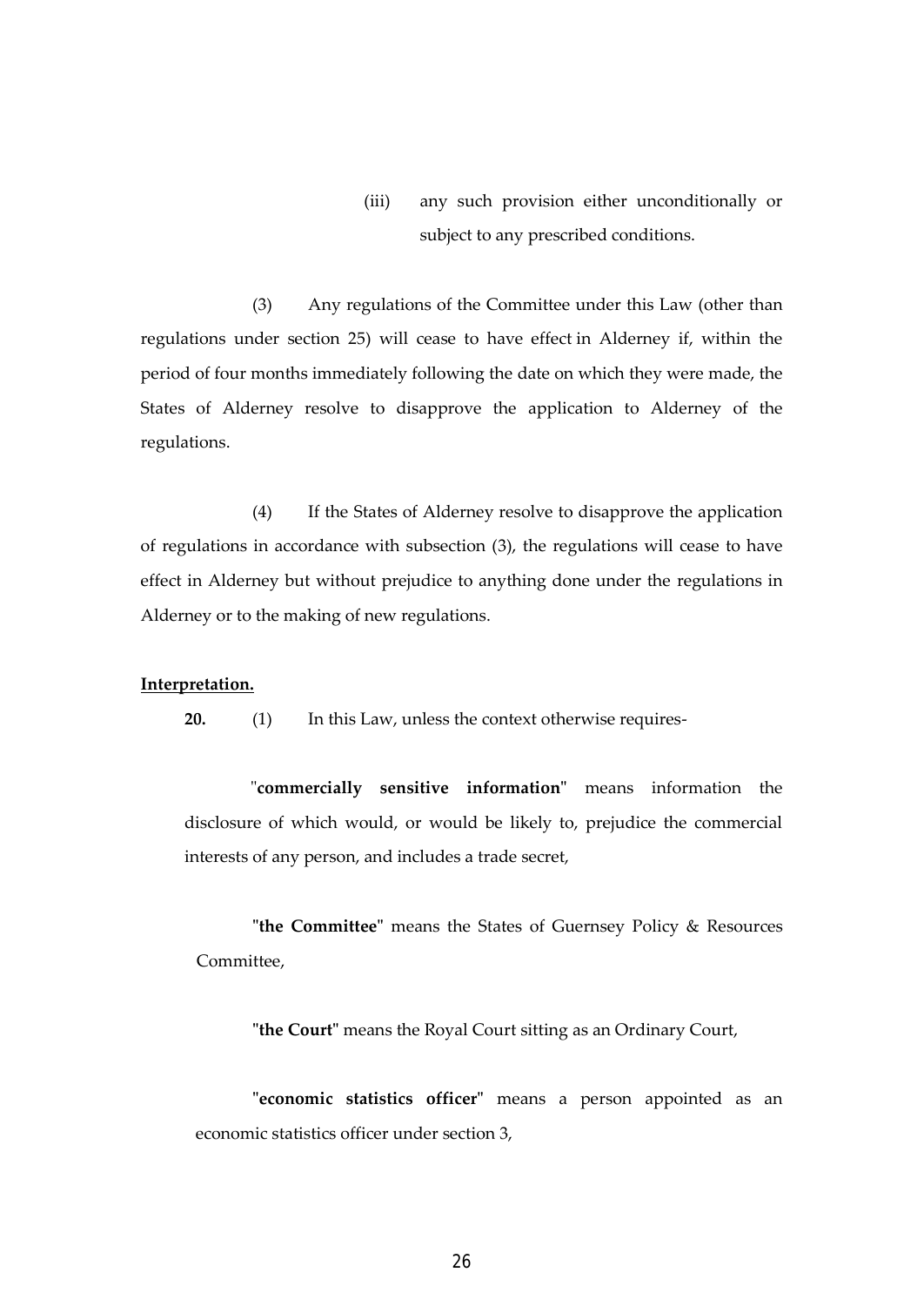(iii) any such provision either unconditionally or subject to any prescribed conditions.

(3) Any regulations of the Committee under this Law (other than regulations under section 25) will cease to have effect in Alderney if, within the period of four months immediately following the date on which they were made, the States of Alderney resolve to disapprove the application to Alderney of the regulations.

(4) If the States of Alderney resolve to disapprove the application of regulations in accordance with subsection (3), the regulations will cease to have effect in Alderney but without prejudice to anything done under the regulations in Alderney or to the making of new regulations.

**Interpretation.**

**20.** (1) In this Law, unless the context otherwise requires-

"**commercially sensitive information**" means information the disclosure of which would, or would be likely to, prejudice the commercial interests of any person, and includes a trade secret,

"**the Committee**" means the States of Guernsey Policy & Resources Committee,

"**the Court**" means the Royal Court sitting as an Ordinary Court,

"**economic statistics officer**" means a person appointed as an economic statistics officer under section 3,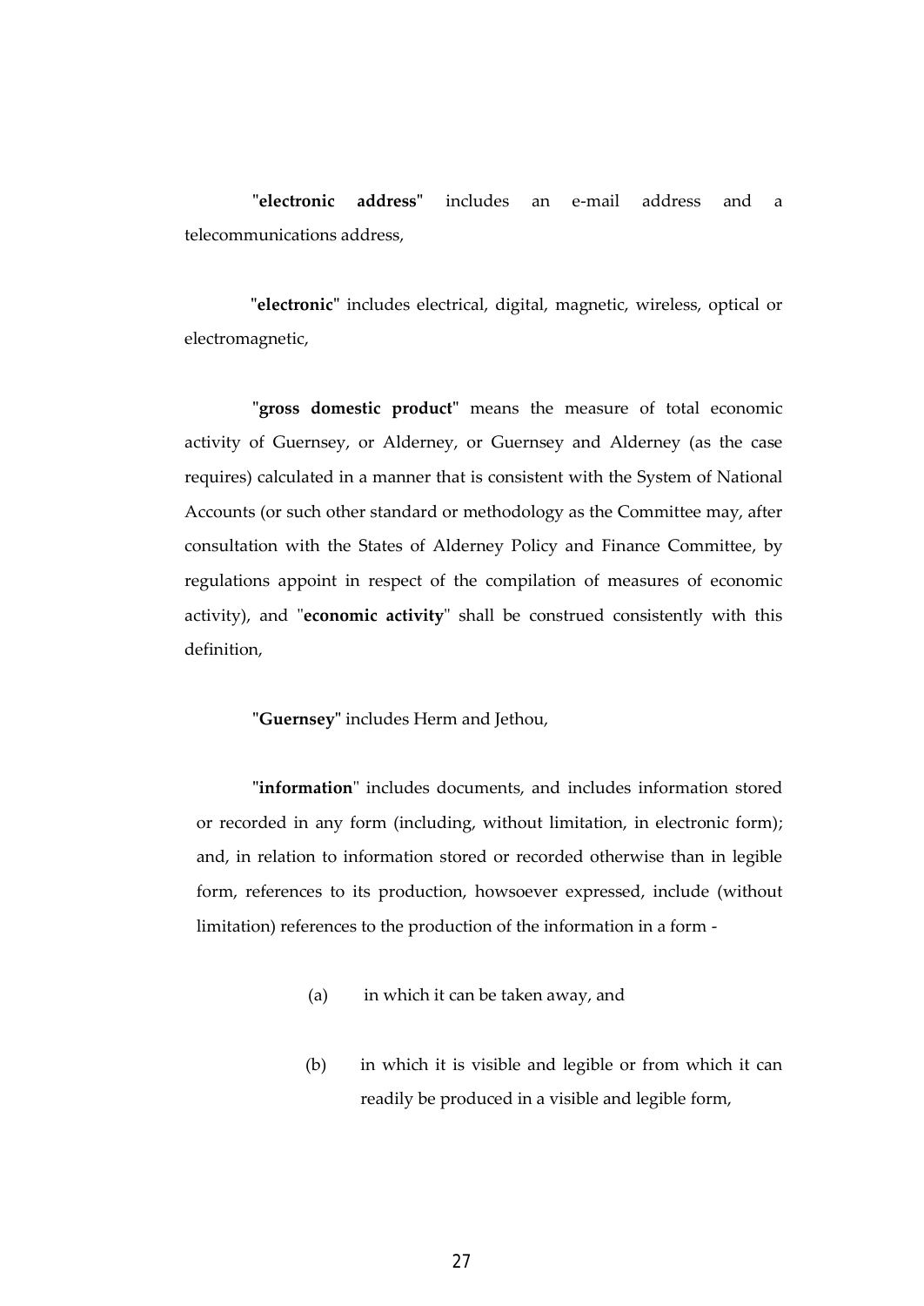"**electronic address**" includes an e-mail address and a telecommunications address,

"**electronic**" includes electrical, digital, magnetic, wireless, optical or electromagnetic,

"**gross domestic product**" means the measure of total economic activity of Guernsey, or Alderney, or Guernsey and Alderney (as the case requires) calculated in a manner that is consistent with the System of National Accounts (or such other standard or methodology as the Committee may, after consultation with the States of Alderney Policy and Finance Committee, by regulations appoint in respect of the compilation of measures of economic activity), and "**economic activity**" shall be construed consistently with this definition,

"**Guernsey**" includes Herm and Jethou,

"**information**" includes documents, and includes information stored or recorded in any form (including, without limitation, in electronic form); and, in relation to information stored or recorded otherwise than in legible form, references to its production, howsoever expressed, include (without limitation) references to the production of the information in a form -

(a) in which it can be taken away, and

(b) in which it is visible and legible or from which it can readily be produced in a visible and legible form,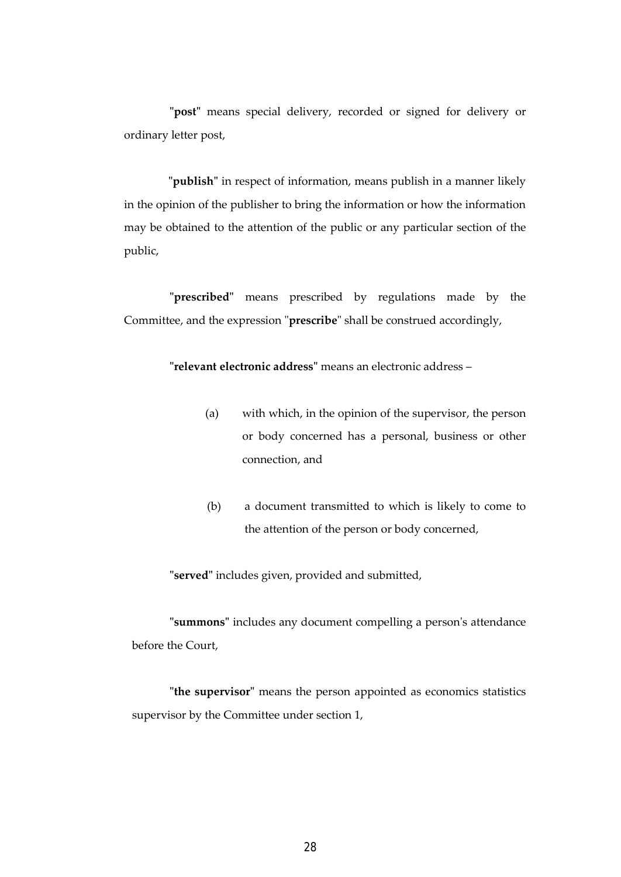"**post**" means special delivery, recorded or signed for delivery or ordinary letter post,

"**publish**" in respect of information, means publish in a manner likely in the opinion of the publisher to bring the information or how the information may be obtained to the attention of the public or any particular section of the public,

"**prescribed**" means prescribed by regulations made by the Committee, and the expression "**prescribe**" shall be construed accordingly,

"**relevant electronic address**" means an electronic address –

(a) with which, in the opinion of the supervisor, the person or body concerned has a personal, business or other connection, and

(b) a document transmitted to which is likely to come to the attention of the person or body concerned,

"**served**" includes given, provided and submitted,

"**summons**" includes any document compelling a person's attendance before the Court,

"**the supervisor**" means the person appointed as economics statistics supervisor by the Committee under section 1,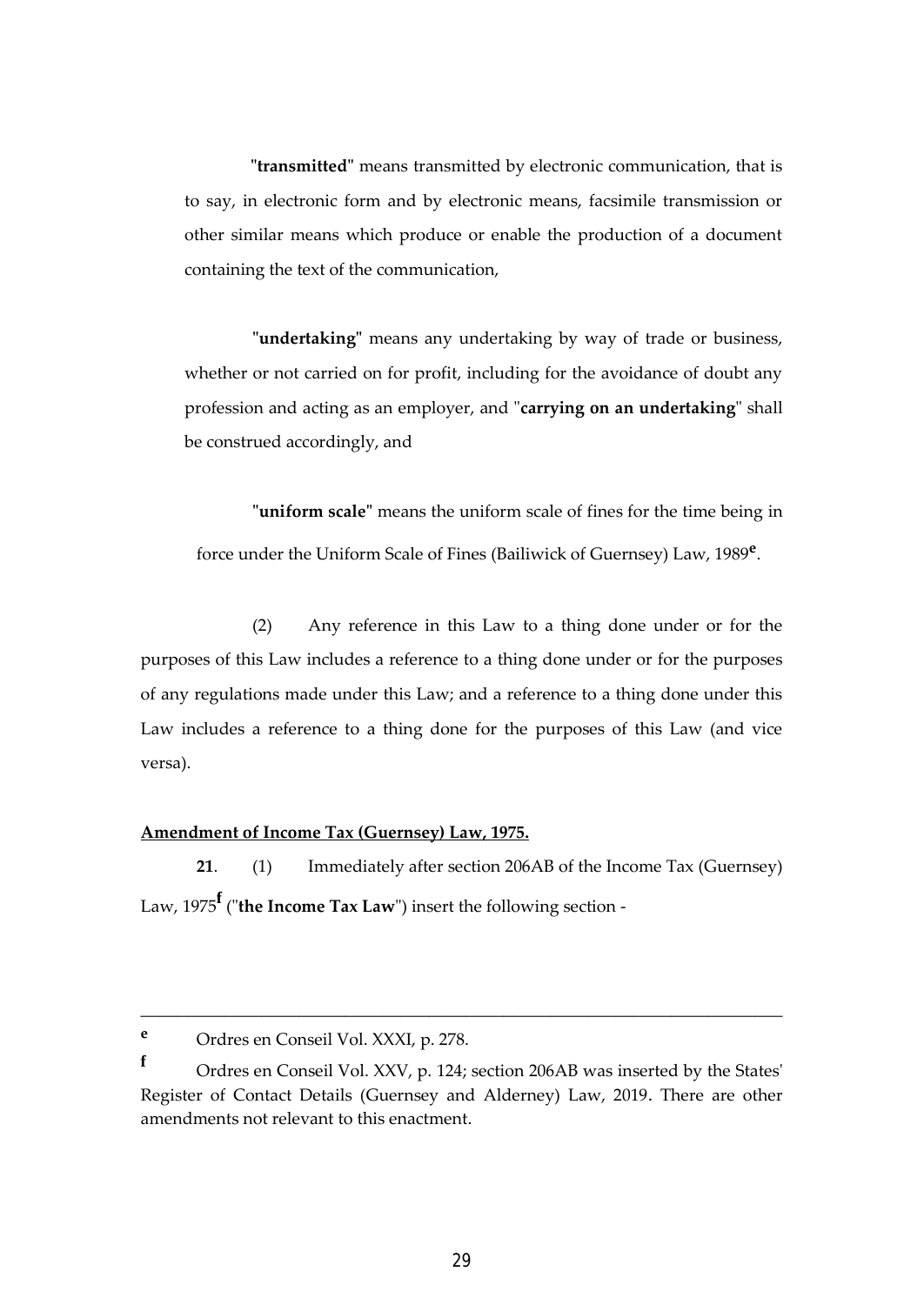"**transmitted**" means transmitted by electronic communication, that is to say, in electronic form and by electronic means, facsimile transmission or other similar means which produce or enable the production of a document containing the text of the communication,

"**undertaking**" means any undertaking by way of trade or business, whether or not carried on for profit, including for the avoidance of doubt any profession and acting as an employer, and "**carrying on an undertaking**" shall be construed accordingly, and

"**uniform scale**" means the uniform scale of fines for the time being in force under the Uniform Scale of Fines (Bailiwick of Guernsey) Law, 1989[e].

(2) Any reference in this Law to a thing done under or for the purposes of this Law includes a reference to a thing done under or for the purposes of any regulations made under this Law; and a reference to a thing done under this Law includes a reference to a thing done for the purposes of this Law (and vice versa).

**Amendment of Income Tax (Guernsey) Law, 1975.**

**21**. (1) Immediately after section 206AB of the Income Tax (Guernsey) Law, 1975[f] ("**the Income Tax Law**") insert the following section -

---

[e] Ordres en Conseil Vol. XXXI, p. 278.

[f] Ordres en Conseil Vol. XXV, p. 124; section 206AB was inserted by the States' Register of Contact Details (Guernsey and Alderney) Law, 2019. There are other amendments not relevant to this enactment.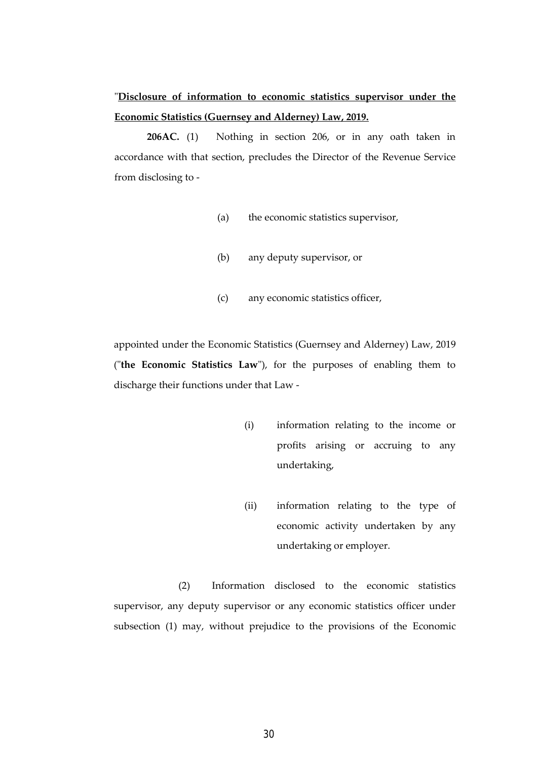"**Disclosure of information to economic statistics supervisor under the Economic Statistics (Guernsey and Alderney) Law, 2019.**

**206AC.** (1) Nothing in section 206, or in any oath taken in accordance with that section, precludes the Director of the Revenue Service from disclosing to -

(a) the economic statistics supervisor,

(b) any deputy supervisor, or

(c) any economic statistics officer,

appointed under the Economic Statistics (Guernsey and Alderney) Law, 2019 ("**the Economic Statistics Law**"), for the purposes of enabling them to discharge their functions under that Law -

(i) information relating to the income or profits arising or accruing to any undertaking,

(ii) information relating to the type of economic activity undertaken by any undertaking or employer.

(2) Information disclosed to the economic statistics supervisor, any deputy supervisor or any economic statistics officer under subsection (1) may, without prejudice to the provisions of the Economic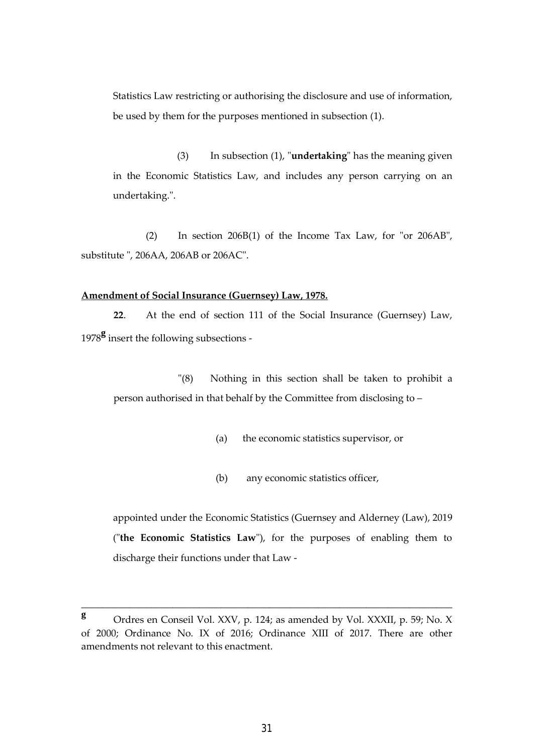Statistics Law restricting or authorising the disclosure and use of information, be used by them for the purposes mentioned in subsection (1).

(3) In subsection (1), "**undertaking**" has the meaning given in the Economic Statistics Law, and includes any person carrying on an undertaking.".

(2) In section 206B(1) of the Income Tax Law, for "or 206AB", substitute ", 206AA, 206AB or 206AC".

**Amendment of Social Insurance (Guernsey) Law, 1978.**

**22**. At the end of section 111 of the Social Insurance (Guernsey) Law, 1978[g] insert the following subsections -

"(8) Nothing in this section shall be taken to prohibit a person authorised in that behalf by the Committee from disclosing to –

(a) the economic statistics supervisor, or

(b) any economic statistics officer,

appointed under the Economic Statistics (Guernsey and Alderney (Law), 2019 ("**the Economic Statistics Law**"), for the purposes of enabling them to discharge their functions under that Law -

---

[g] Ordres en Conseil Vol. XXV, p. 124; as amended by Vol. XXXII, p. 59; No. X of 2000; Ordinance No. IX of 2016; Ordinance XIII of 2017. There are other amendments not relevant to this enactment.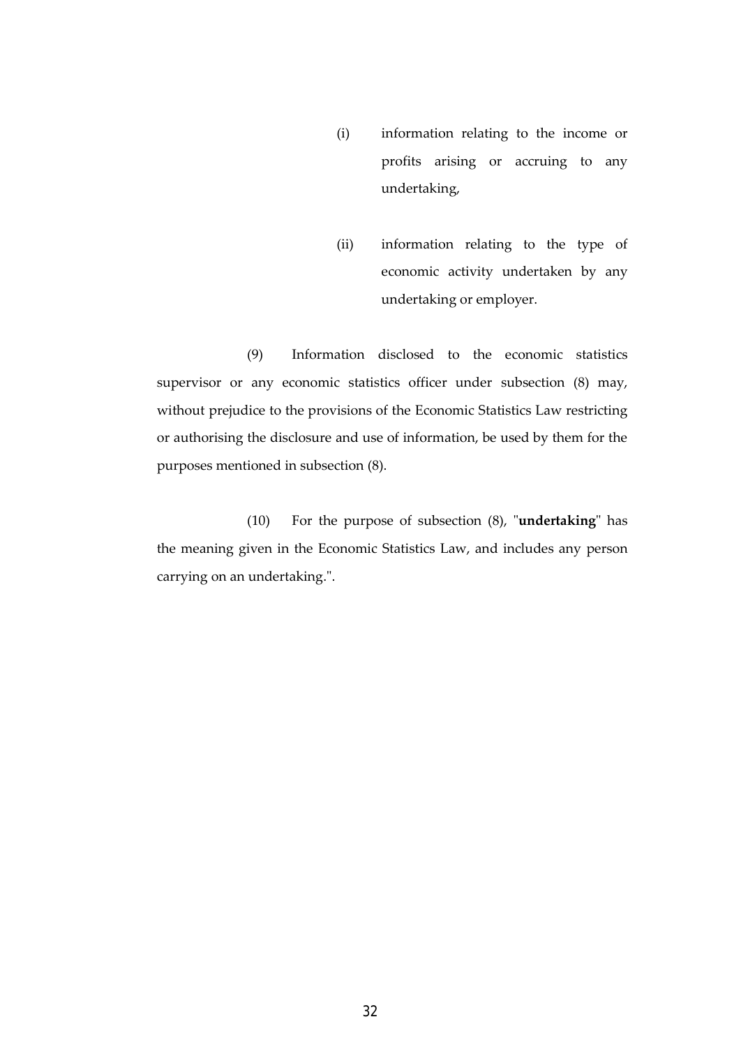(i) information relating to the income or profits arising or accruing to any undertaking,

(ii) information relating to the type of economic activity undertaken by any undertaking or employer.

(9) Information disclosed to the economic statistics supervisor or any economic statistics officer under subsection (8) may, without prejudice to the provisions of the Economic Statistics Law restricting or authorising the disclosure and use of information, be used by them for the purposes mentioned in subsection (8).

(10) For the purpose of subsection (8), "**undertaking**" has the meaning given in the Economic Statistics Law, and includes any person carrying on an undertaking.".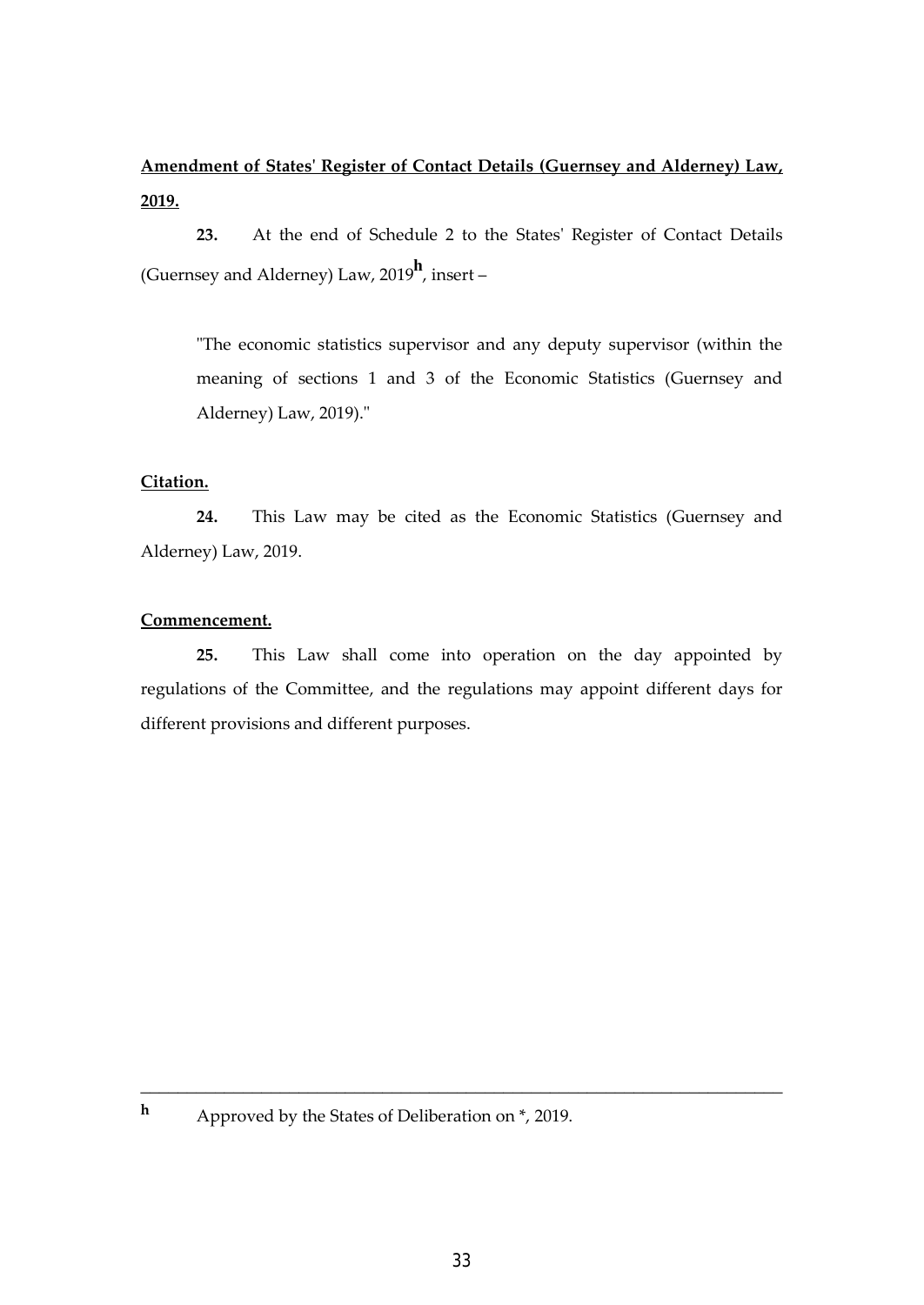**Amendment of States' Register of Contact Details (Guernsey and Alderney) Law, 2019.**

**23.** At the end of Schedule 2 to the States' Register of Contact Details (Guernsey and Alderney) Law, 2019[h], insert –

"The economic statistics supervisor and any deputy supervisor (within the meaning of sections 1 and 3 of the Economic Statistics (Guernsey and Alderney) Law, 2019)."

**Citation.**

**24.** This Law may be cited as the Economic Statistics (Guernsey and Alderney) Law, 2019.

**Commencement.**

**25.** This Law shall come into operation on the day appointed by regulations of the Committee, and the regulations may appoint different days for different provisions and different purposes.

---

**h** Approved by the States of Deliberation on *, 2019.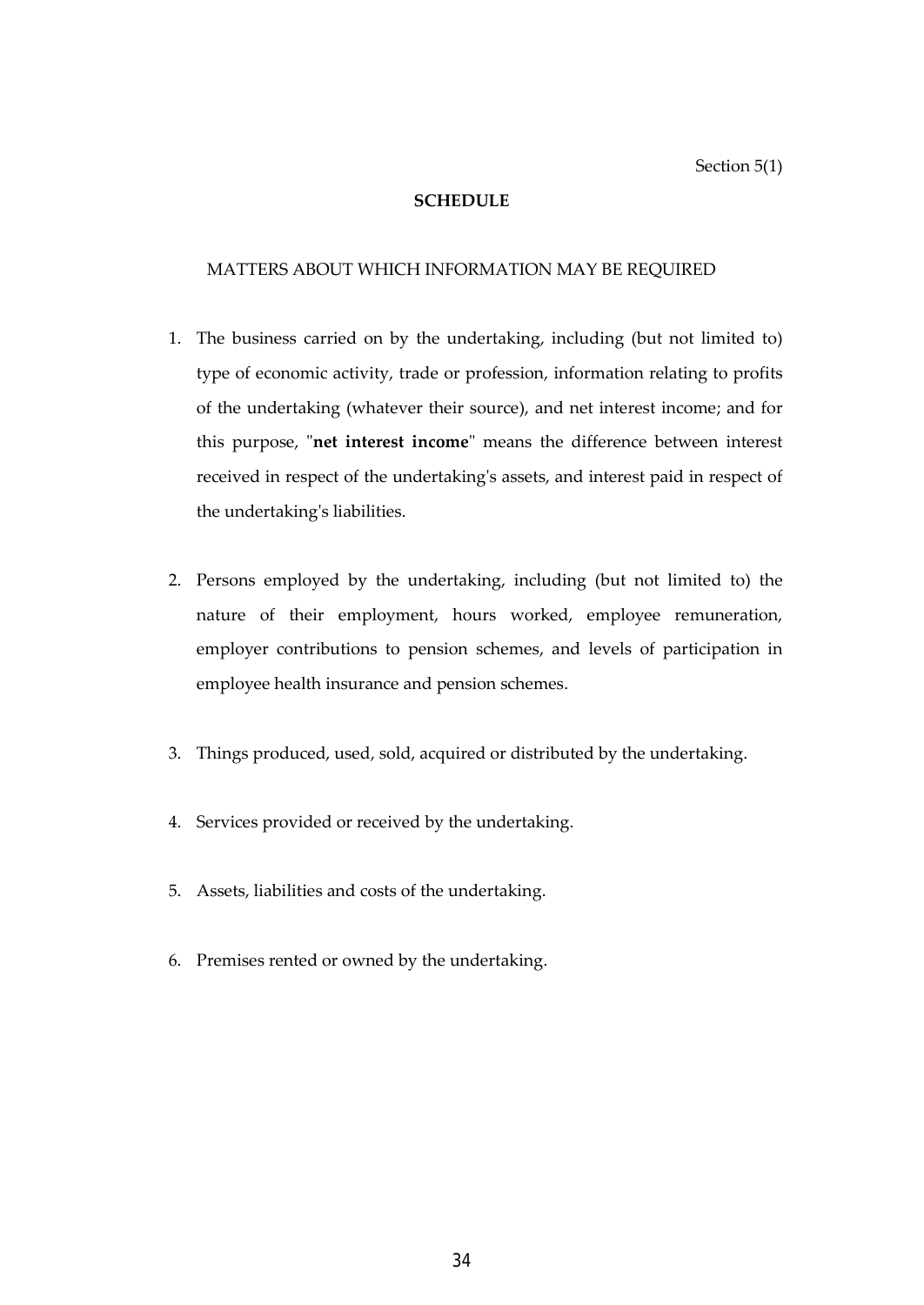Section 5(1)

## SCHEDULE

MATTERS ABOUT WHICH INFORMATION MAY BE REQUIRED

1. The business carried on by the undertaking, including (but not limited to) type of economic activity, trade or profession, information relating to profits of the undertaking (whatever their source), and net interest income; and for this purpose, "**net interest income**" means the difference between interest received in respect of the undertaking's assets, and interest paid in respect of the undertaking's liabilities.

2. Persons employed by the undertaking, including (but not limited to) the nature of their employment, hours worked, employee remuneration, employer contributions to pension schemes, and levels of participation in employee health insurance and pension schemes.

3. Things produced, used, sold, acquired or distributed by the undertaking.

4. Services provided or received by the undertaking.

5. Assets, liabilities and costs of the undertaking.

6. Premises rented or owned by the undertaking.